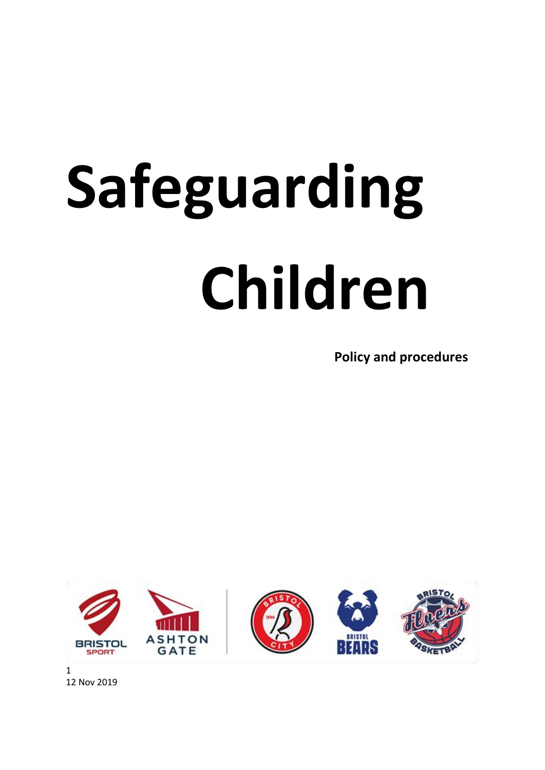# Safeguarding Children

**Policy and procedures**

12 Nov 2019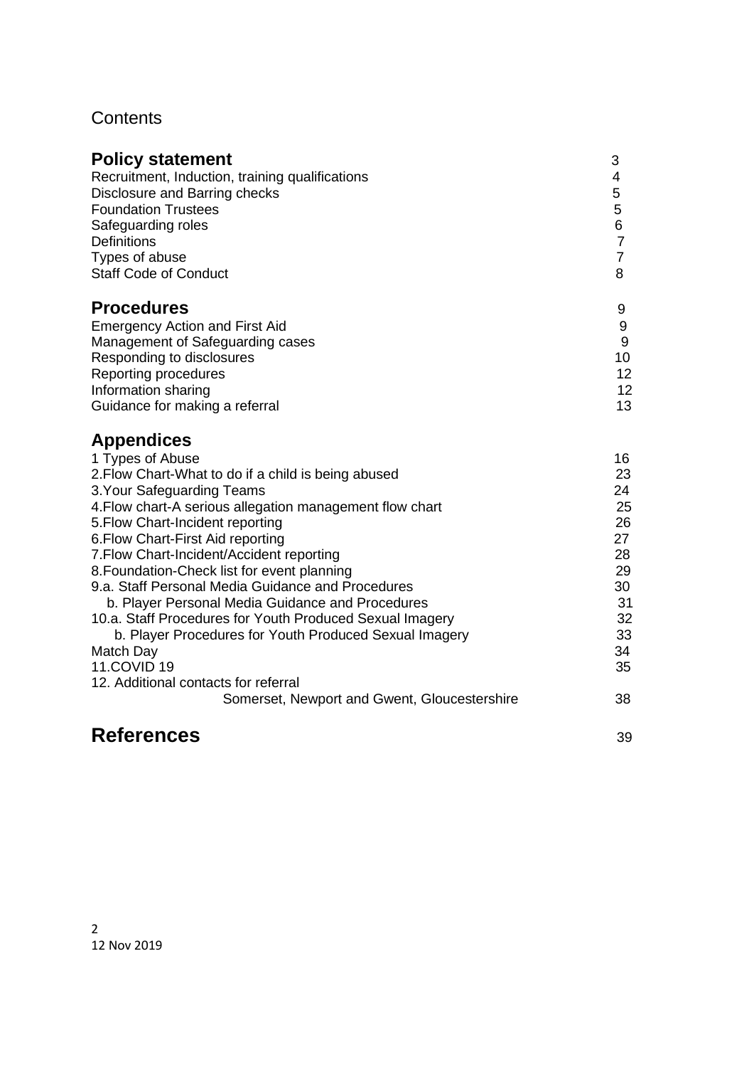# Contents

| | |
|---|---|
| **Policy statement** | 3 |
| Recruitment, Induction, training qualifications | 4 |
| Disclosure and Barring checks | 5 |
| Foundation Trustees | 5 |
| Safeguarding roles | 6 |
| Definitions | 7 |
| Types of abuse | 7 |
| Staff Code of Conduct | 8 |
| **Procedures** | 9 |
| Emergency Action and First Aid | 9 |
| Management of Safeguarding cases | 9 |
| Responding to disclosures | 10 |
| Reporting procedures | 12 |
| Information sharing | 12 |
| Guidance for making a referral | 13 |
| **Appendices** | |
| 1 Types of Abuse | 16 |
| 2.Flow Chart-What to do if a child is being abused | 23 |
| 3.Your Safeguarding Teams | 24 |
| 4.Flow chart-A serious allegation management flow chart | 25 |
| 5.Flow Chart-Incident reporting | 26 |
| 6.Flow Chart-First Aid reporting | 27 |
| 7.Flow Chart-Incident/Accident reporting | 28 |
| 8.Foundation-Check list for event planning | 29 |
| 9.a. Staff Personal Media Guidance and Procedures | 30 |
| b. Player Personal Media Guidance and Procedures | 31 |
| 10.a. Staff Procedures for Youth Produced Sexual Imagery | 32 |
| b. Player Procedures for Youth Produced Sexual Imagery | 33 |
| Match Day | 34 |
| 11.COVID 19 | 35 |
| 12. Additional contacts for referral | |
| Somerset, Newport and Gwent, Gloucestershire | 38 |
| **References** | 39 |

12 Nov 2019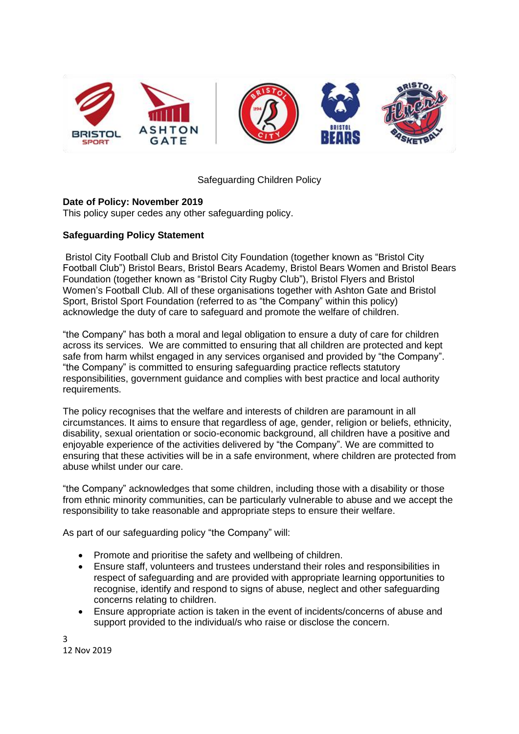Safeguarding Children Policy

**Date of Policy: November 2019**
This policy super cedes any other safeguarding policy.

**Safeguarding Policy Statement**

Bristol City Football Club and Bristol City Foundation (together known as "Bristol City Football Club") Bristol Bears, Bristol Bears Academy, Bristol Bears Women and Bristol Bears Foundation (together known as "Bristol City Rugby Club"), Bristol Flyers and Bristol Women's Football Club. All of these organisations together with Ashton Gate and Bristol Sport, Bristol Sport Foundation (referred to as "the Company" within this policy) acknowledge the duty of care to safeguard and promote the welfare of children.

"the Company" has both a moral and legal obligation to ensure a duty of care for children across its services. We are committed to ensuring that all children are protected and kept safe from harm whilst engaged in any services organised and provided by "the Company". "the Company" is committed to ensuring safeguarding practice reflects statutory responsibilities, government guidance and complies with best practice and local authority requirements.

The policy recognises that the welfare and interests of children are paramount in all circumstances. It aims to ensure that regardless of age, gender, religion or beliefs, ethnicity, disability, sexual orientation or socio-economic background, all children have a positive and enjoyable experience of the activities delivered by "the Company". We are committed to ensuring that these activities will be in a safe environment, where children are protected from abuse whilst under our care.

"the Company" acknowledges that some children, including those with a disability or those from ethnic minority communities, can be particularly vulnerable to abuse and we accept the responsibility to take reasonable and appropriate steps to ensure their welfare.

As part of our safeguarding policy "the Company" will:

- Promote and prioritise the safety and wellbeing of children.
- Ensure staff, volunteers and trustees understand their roles and responsibilities in respect of safeguarding and are provided with appropriate learning opportunities to recognise, identify and respond to signs of abuse, neglect and other safeguarding concerns relating to children.
- Ensure appropriate action is taken in the event of incidents/concerns of abuse and support provided to the individual/s who raise or disclose the concern.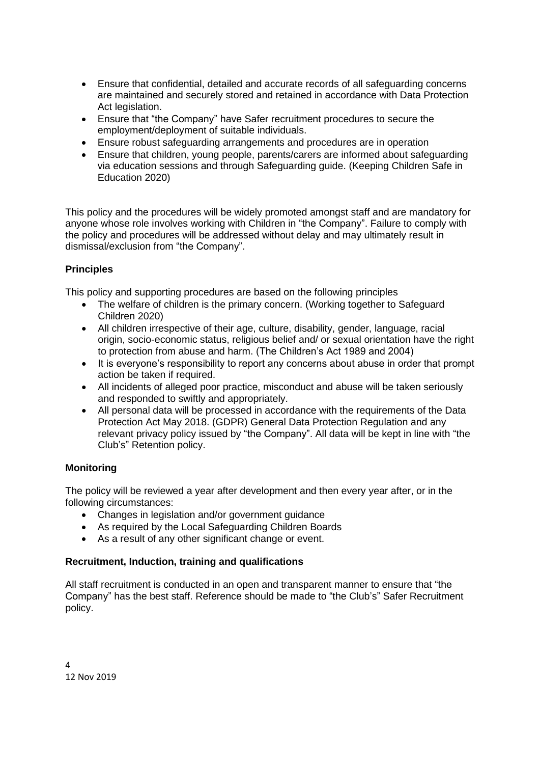- Ensure that confidential, detailed and accurate records of all safeguarding concerns are maintained and securely stored and retained in accordance with Data Protection Act legislation.
- Ensure that "the Company" have Safer recruitment procedures to secure the employment/deployment of suitable individuals.
- Ensure robust safeguarding arrangements and procedures are in operation
- Ensure that children, young people, parents/carers are informed about safeguarding via education sessions and through Safeguarding guide. (Keeping Children Safe in Education 2020)

This policy and the procedures will be widely promoted amongst staff and are mandatory for anyone whose role involves working with Children in "the Company". Failure to comply with the policy and procedures will be addressed without delay and may ultimately result in dismissal/exclusion from "the Company".

**Principles**

This policy and supporting procedures are based on the following principles

- The welfare of children is the primary concern. (Working together to Safeguard Children 2020)
- All children irrespective of their age, culture, disability, gender, language, racial origin, socio-economic status, religious belief and/ or sexual orientation have the right to protection from abuse and harm. (The Children's Act 1989 and 2004)
- It is everyone's responsibility to report any concerns about abuse in order that prompt action be taken if required.
- All incidents of alleged poor practice, misconduct and abuse will be taken seriously and responded to swiftly and appropriately.
- All personal data will be processed in accordance with the requirements of the Data Protection Act May 2018. (GDPR) General Data Protection Regulation and any relevant privacy policy issued by "the Company". All data will be kept in line with "the Club's" Retention policy.

**Monitoring**

The policy will be reviewed a year after development and then every year after, or in the following circumstances:

- Changes in legislation and/or government guidance
- As required by the Local Safeguarding Children Boards
- As a result of any other significant change or event.

**Recruitment, Induction, training and qualifications**

All staff recruitment is conducted in an open and transparent manner to ensure that "the Company" has the best staff. Reference should be made to "the Club's" Safer Recruitment policy.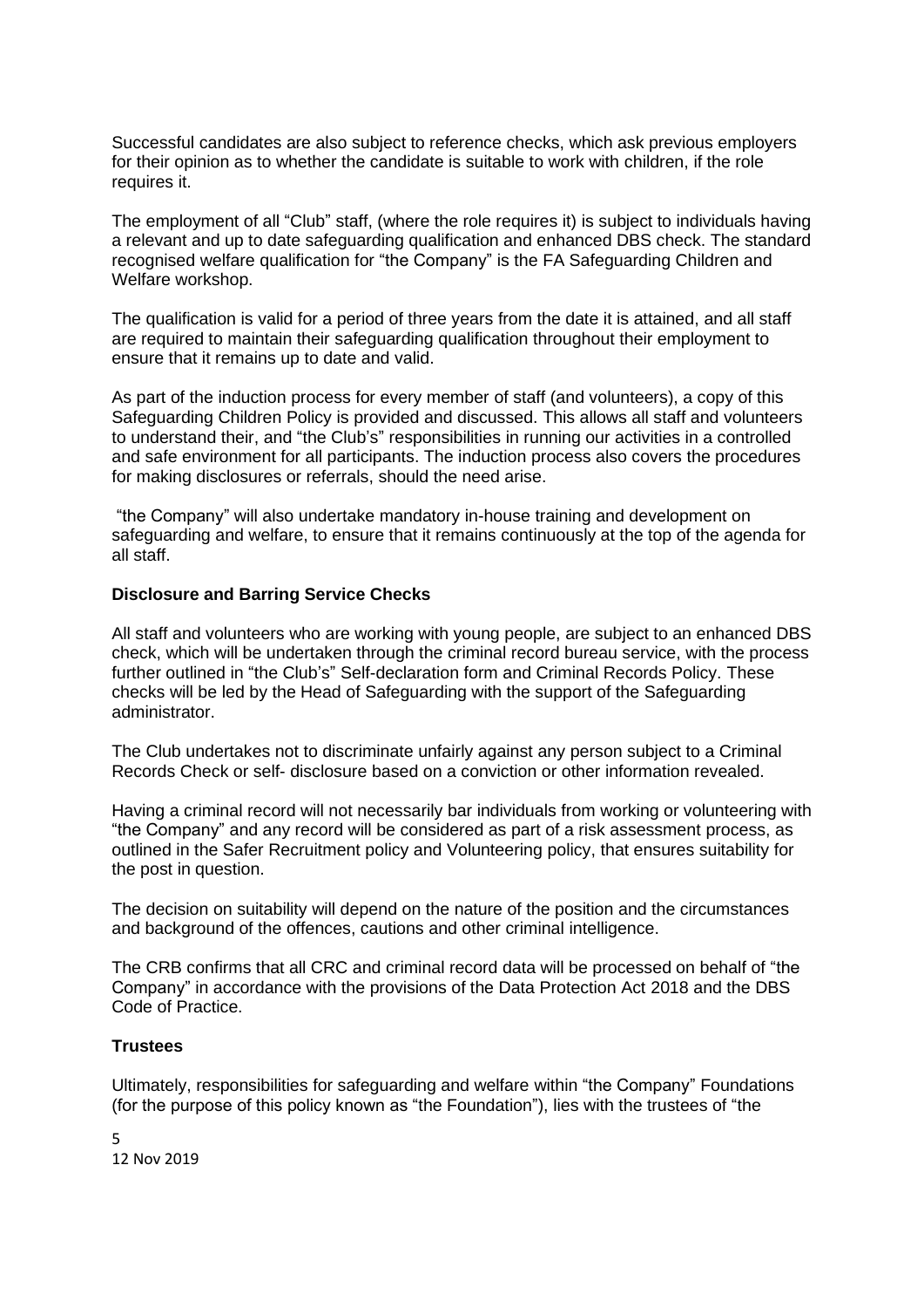Successful candidates are also subject to reference checks, which ask previous employers for their opinion as to whether the candidate is suitable to work with children, if the role requires it.

The employment of all "Club" staff, (where the role requires it) is subject to individuals having a relevant and up to date safeguarding qualification and enhanced DBS check. The standard recognised welfare qualification for "the Company" is the FA Safeguarding Children and Welfare workshop.

The qualification is valid for a period of three years from the date it is attained, and all staff are required to maintain their safeguarding qualification throughout their employment to ensure that it remains up to date and valid.

As part of the induction process for every member of staff (and volunteers), a copy of this Safeguarding Children Policy is provided and discussed. This allows all staff and volunteers to understand their, and "the Club's" responsibilities in running our activities in a controlled and safe environment for all participants. The induction process also covers the procedures for making disclosures or referrals, should the need arise.

"the Company" will also undertake mandatory in-house training and development on safeguarding and welfare, to ensure that it remains continuously at the top of the agenda for all staff.

**Disclosure and Barring Service Checks**

All staff and volunteers who are working with young people, are subject to an enhanced DBS check, which will be undertaken through the criminal record bureau service, with the process further outlined in "the Club's" Self-declaration form and Criminal Records Policy. These checks will be led by the Head of Safeguarding with the support of the Safeguarding administrator.

The Club undertakes not to discriminate unfairly against any person subject to a Criminal Records Check or self- disclosure based on a conviction or other information revealed.

Having a criminal record will not necessarily bar individuals from working or volunteering with "the Company" and any record will be considered as part of a risk assessment process, as outlined in the Safer Recruitment policy and Volunteering policy, that ensures suitability for the post in question.

The decision on suitability will depend on the nature of the position and the circumstances and background of the offences, cautions and other criminal intelligence.

The CRB confirms that all CRC and criminal record data will be processed on behalf of "the Company" in accordance with the provisions of the Data Protection Act 2018 and the DBS Code of Practice.

**Trustees**

Ultimately, responsibilities for safeguarding and welfare within "the Company" Foundations (for the purpose of this policy known as "the Foundation"), lies with the trustees of "the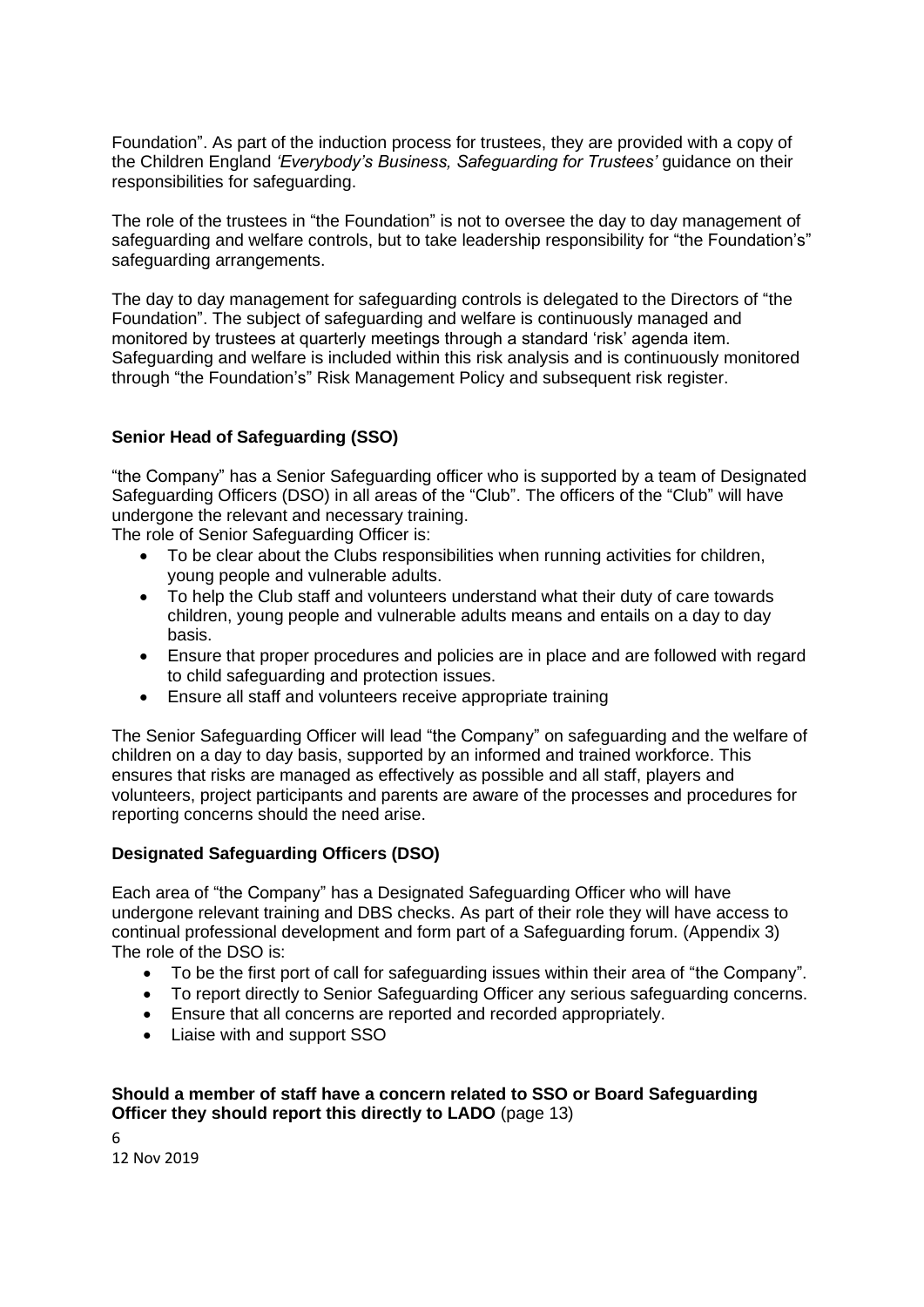Foundation". As part of the induction process for trustees, they are provided with a copy of the Children England *'Everybody's Business, Safeguarding for Trustees'* guidance on their responsibilities for safeguarding.

The role of the trustees in "the Foundation" is not to oversee the day to day management of safeguarding and welfare controls, but to take leadership responsibility for "the Foundation's" safeguarding arrangements.

The day to day management for safeguarding controls is delegated to the Directors of "the Foundation". The subject of safeguarding and welfare is continuously managed and monitored by trustees at quarterly meetings through a standard 'risk' agenda item. Safeguarding and welfare is included within this risk analysis and is continuously monitored through "the Foundation's" Risk Management Policy and subsequent risk register.

**Senior Head of Safeguarding (SSO)**

"the Company" has a Senior Safeguarding officer who is supported by a team of Designated Safeguarding Officers (DSO) in all areas of the "Club". The officers of the "Club" will have undergone the relevant and necessary training.
The role of Senior Safeguarding Officer is:

- To be clear about the Clubs responsibilities when running activities for children, young people and vulnerable adults.
- To help the Club staff and volunteers understand what their duty of care towards children, young people and vulnerable adults means and entails on a day to day basis.
- Ensure that proper procedures and policies are in place and are followed with regard to child safeguarding and protection issues.
- Ensure all staff and volunteers receive appropriate training

The Senior Safeguarding Officer will lead "the Company" on safeguarding and the welfare of children on a day to day basis, supported by an informed and trained workforce. This ensures that risks are managed as effectively as possible and all staff, players and volunteers, project participants and parents are aware of the processes and procedures for reporting concerns should the need arise.

**Designated Safeguarding Officers (DSO)**

Each area of "the Company" has a Designated Safeguarding Officer who will have undergone relevant training and DBS checks. As part of their role they will have access to continual professional development and form part of a Safeguarding forum. (Appendix 3)
The role of the DSO is:

- To be the first port of call for safeguarding issues within their area of "the Company".
- To report directly to Senior Safeguarding Officer any serious safeguarding concerns.
- Ensure that all concerns are reported and recorded appropriately.
- Liaise with and support SSO

**Should a member of staff have a concern related to SSO or Board Safeguarding Officer they should report this directly to LADO** (page 13)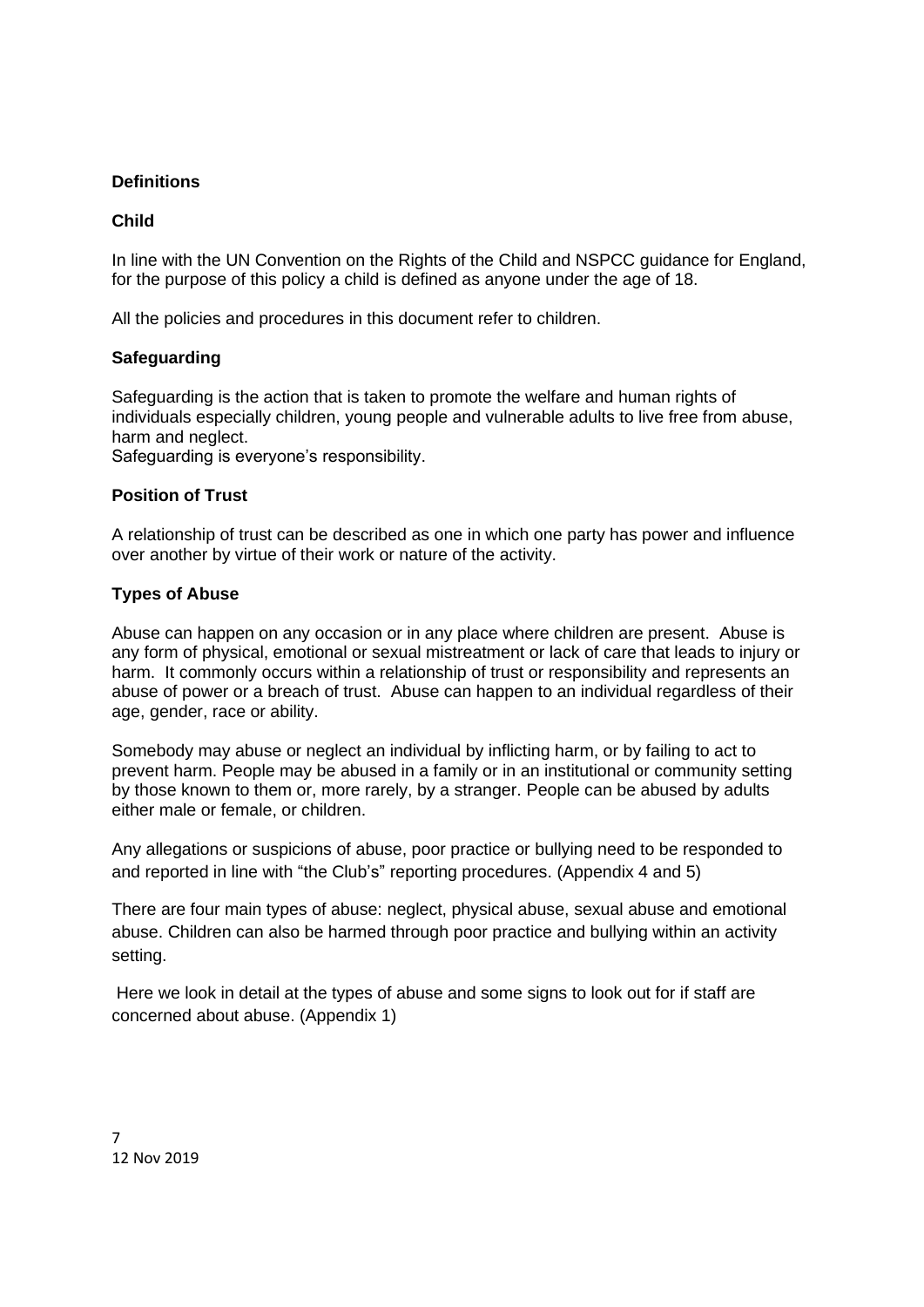## Definitions

### Child

In line with the UN Convention on the Rights of the Child and NSPCC guidance for England, for the purpose of this policy a child is defined as anyone under the age of 18.

All the policies and procedures in this document refer to children.

### Safeguarding

Safeguarding is the action that is taken to promote the welfare and human rights of individuals especially children, young people and vulnerable adults to live free from abuse, harm and neglect.
Safeguarding is everyone's responsibility.

### Position of Trust

A relationship of trust can be described as one in which one party has power and influence over another by virtue of their work or nature of the activity.

### Types of Abuse

Abuse can happen on any occasion or in any place where children are present. Abuse is any form of physical, emotional or sexual mistreatment or lack of care that leads to injury or harm. It commonly occurs within a relationship of trust or responsibility and represents an abuse of power or a breach of trust. Abuse can happen to an individual regardless of their age, gender, race or ability.

Somebody may abuse or neglect an individual by inflicting harm, or by failing to act to prevent harm. People may be abused in a family or in an institutional or community setting by those known to them or, more rarely, by a stranger. People can be abused by adults either male or female, or children.

Any allegations or suspicions of abuse, poor practice or bullying need to be responded to and reported in line with "the Club's" reporting procedures. (Appendix 4 and 5)

There are four main types of abuse: neglect, physical abuse, sexual abuse and emotional abuse. Children can also be harmed through poor practice and bullying within an activity setting.

Here we look in detail at the types of abuse and some signs to look out for if staff are concerned about abuse. (Appendix 1)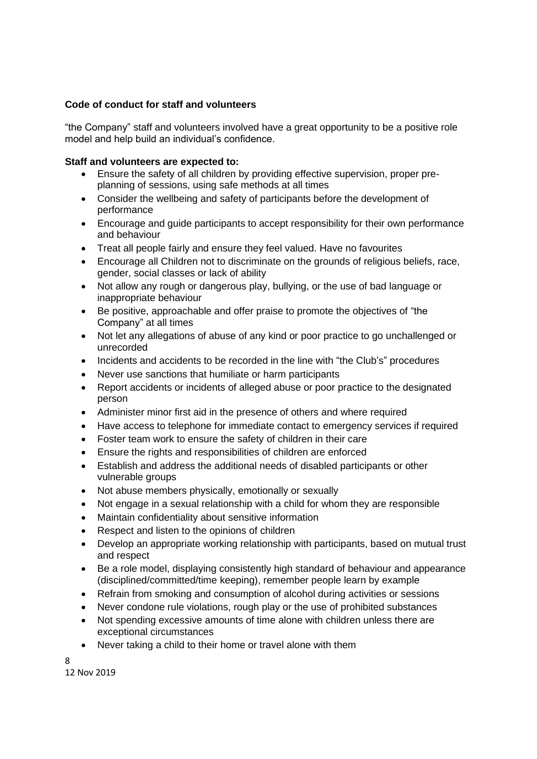**Code of conduct for staff and volunteers**

"the Company" staff and volunteers involved have a great opportunity to be a positive role model and help build an individual's confidence.

**Staff and volunteers are expected to:**

- Ensure the safety of all children by providing effective supervision, proper pre-planning of sessions, using safe methods at all times
- Consider the wellbeing and safety of participants before the development of performance
- Encourage and guide participants to accept responsibility for their own performance and behaviour
- Treat all people fairly and ensure they feel valued. Have no favourites
- Encourage all Children not to discriminate on the grounds of religious beliefs, race, gender, social classes or lack of ability
- Not allow any rough or dangerous play, bullying, or the use of bad language or inappropriate behaviour
- Be positive, approachable and offer praise to promote the objectives of "the Company" at all times
- Not let any allegations of abuse of any kind or poor practice to go unchallenged or unrecorded
- Incidents and accidents to be recorded in the line with "the Club's" procedures
- Never use sanctions that humiliate or harm participants
- Report accidents or incidents of alleged abuse or poor practice to the designated person
- Administer minor first aid in the presence of others and where required
- Have access to telephone for immediate contact to emergency services if required
- Foster team work to ensure the safety of children in their care
- Ensure the rights and responsibilities of children are enforced
- Establish and address the additional needs of disabled participants or other vulnerable groups
- Not abuse members physically, emotionally or sexually
- Not engage in a sexual relationship with a child for whom they are responsible
- Maintain confidentiality about sensitive information
- Respect and listen to the opinions of children
- Develop an appropriate working relationship with participants, based on mutual trust and respect
- Be a role model, displaying consistently high standard of behaviour and appearance (disciplined/committed/time keeping), remember people learn by example
- Refrain from smoking and consumption of alcohol during activities or sessions
- Never condone rule violations, rough play or the use of prohibited substances
- Not spending excessive amounts of time alone with children unless there are exceptional circumstances
- Never taking a child to their home or travel alone with them

12 Nov 2019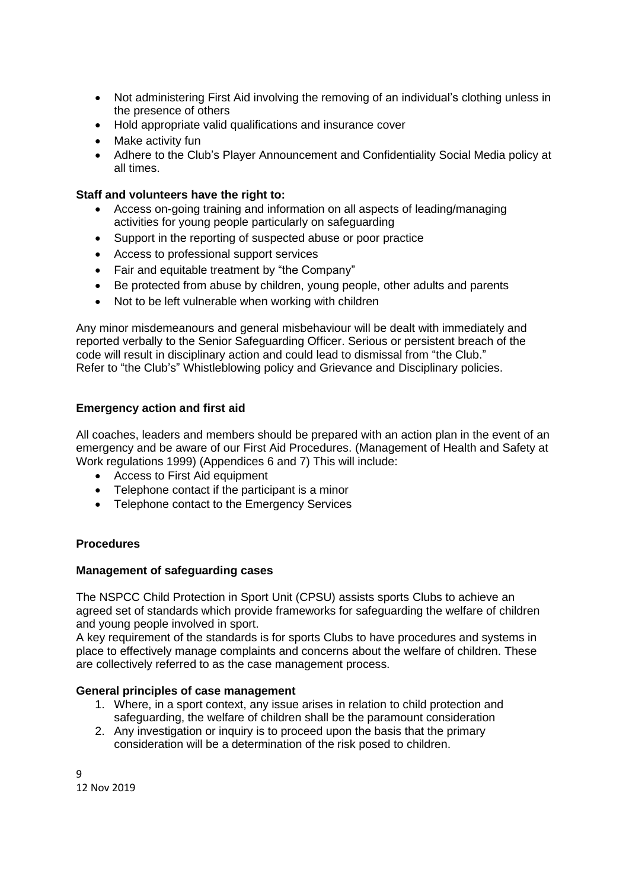- Not administering First Aid involving the removing of an individual's clothing unless in the presence of others
- Hold appropriate valid qualifications and insurance cover
- Make activity fun
- Adhere to the Club's Player Announcement and Confidentiality Social Media policy at all times.

**Staff and volunteers have the right to:**

- Access on-going training and information on all aspects of leading/managing activities for young people particularly on safeguarding
- Support in the reporting of suspected abuse or poor practice
- Access to professional support services
- Fair and equitable treatment by "the Company"
- Be protected from abuse by children, young people, other adults and parents
- Not to be left vulnerable when working with children

Any minor misdemeanours and general misbehaviour will be dealt with immediately and reported verbally to the Senior Safeguarding Officer. Serious or persistent breach of the code will result in disciplinary action and could lead to dismissal from "the Club."
Refer to "the Club's" Whistleblowing policy and Grievance and Disciplinary policies.

**Emergency action and first aid**

All coaches, leaders and members should be prepared with an action plan in the event of an emergency and be aware of our First Aid Procedures. (Management of Health and Safety at Work regulations 1999) (Appendices 6 and 7) This will include:

- Access to First Aid equipment
- Telephone contact if the participant is a minor
- Telephone contact to the Emergency Services

**Procedures**

**Management of safeguarding cases**

The NSPCC Child Protection in Sport Unit (CPSU) assists sports Clubs to achieve an agreed set of standards which provide frameworks for safeguarding the welfare of children and young people involved in sport.
A key requirement of the standards is for sports Clubs to have procedures and systems in place to effectively manage complaints and concerns about the welfare of children. These are collectively referred to as the case management process.

**General principles of case management**

1. Where, in a sport context, any issue arises in relation to child protection and safeguarding, the welfare of children shall be the paramount consideration
2. Any investigation or inquiry is to proceed upon the basis that the primary consideration will be a determination of the risk posed to children.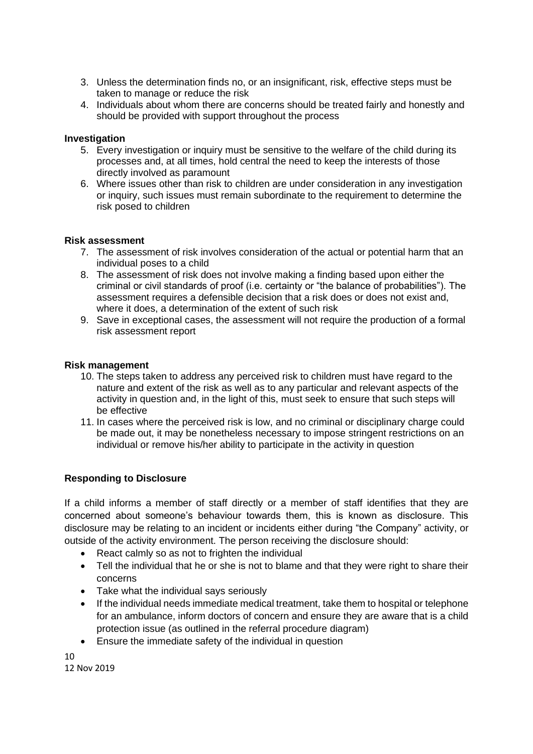3. Unless the determination finds no, or an insignificant, risk, effective steps must be taken to manage or reduce the risk
4. Individuals about whom there are concerns should be treated fairly and honestly and should be provided with support throughout the process

**Investigation**

5. Every investigation or inquiry must be sensitive to the welfare of the child during its processes and, at all times, hold central the need to keep the interests of those directly involved as paramount
6. Where issues other than risk to children are under consideration in any investigation or inquiry, such issues must remain subordinate to the requirement to determine the risk posed to children

**Risk assessment**

7. The assessment of risk involves consideration of the actual or potential harm that an individual poses to a child
8. The assessment of risk does not involve making a finding based upon either the criminal or civil standards of proof (i.e. certainty or "the balance of probabilities"). The assessment requires a defensible decision that a risk does or does not exist and, where it does, a determination of the extent of such risk
9. Save in exceptional cases, the assessment will not require the production of a formal risk assessment report

**Risk management**

10. The steps taken to address any perceived risk to children must have regard to the nature and extent of the risk as well as to any particular and relevant aspects of the activity in question and, in the light of this, must seek to ensure that such steps will be effective
11. In cases where the perceived risk is low, and no criminal or disciplinary charge could be made out, it may be nonetheless necessary to impose stringent restrictions on an individual or remove his/her ability to participate in the activity in question

**Responding to Disclosure**

If a child informs a member of staff directly or a member of staff identifies that they are concerned about someone's behaviour towards them, this is known as disclosure. This disclosure may be relating to an incident or incidents either during "the Company" activity, or outside of the activity environment. The person receiving the disclosure should:

- React calmly so as not to frighten the individual
- Tell the individual that he or she is not to blame and that they were right to share their concerns
- Take what the individual says seriously
- If the individual needs immediate medical treatment, take them to hospital or telephone for an ambulance, inform doctors of concern and ensure they are aware that is a child protection issue (as outlined in the referral procedure diagram)
- Ensure the immediate safety of the individual in question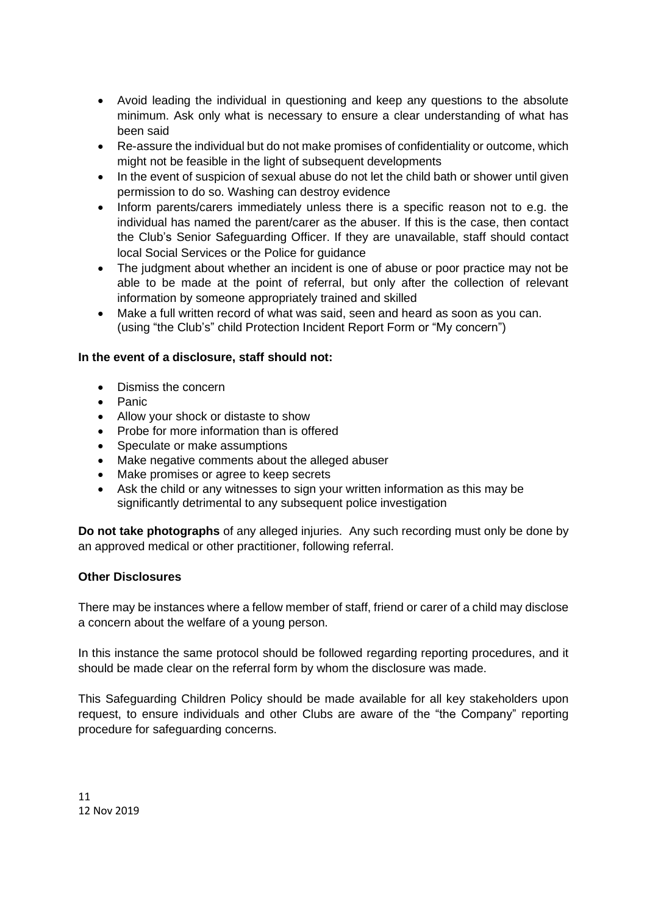- Avoid leading the individual in questioning and keep any questions to the absolute minimum. Ask only what is necessary to ensure a clear understanding of what has been said
- Re-assure the individual but do not make promises of confidentiality or outcome, which might not be feasible in the light of subsequent developments
- In the event of suspicion of sexual abuse do not let the child bath or shower until given permission to do so. Washing can destroy evidence
- Inform parents/carers immediately unless there is a specific reason not to e.g. the individual has named the parent/carer as the abuser. If this is the case, then contact the Club's Senior Safeguarding Officer. If they are unavailable, staff should contact local Social Services or the Police for guidance
- The judgment about whether an incident is one of abuse or poor practice may not be able to be made at the point of referral, but only after the collection of relevant information by someone appropriately trained and skilled
- Make a full written record of what was said, seen and heard as soon as you can. (using "the Club's" child Protection Incident Report Form or "My concern")

**In the event of a disclosure, staff should not:**

- Dismiss the concern
- Panic
- Allow your shock or distaste to show
- Probe for more information than is offered
- Speculate or make assumptions
- Make negative comments about the alleged abuser
- Make promises or agree to keep secrets
- Ask the child or any witnesses to sign your written information as this may be significantly detrimental to any subsequent police investigation

**Do not take photographs** of any alleged injuries. Any such recording must only be done by an approved medical or other practitioner, following referral.

**Other Disclosures**

There may be instances where a fellow member of staff, friend or carer of a child may disclose a concern about the welfare of a young person.

In this instance the same protocol should be followed regarding reporting procedures, and it should be made clear on the referral form by whom the disclosure was made.

This Safeguarding Children Policy should be made available for all key stakeholders upon request, to ensure individuals and other Clubs are aware of the "the Company" reporting procedure for safeguarding concerns.

12 Nov 2019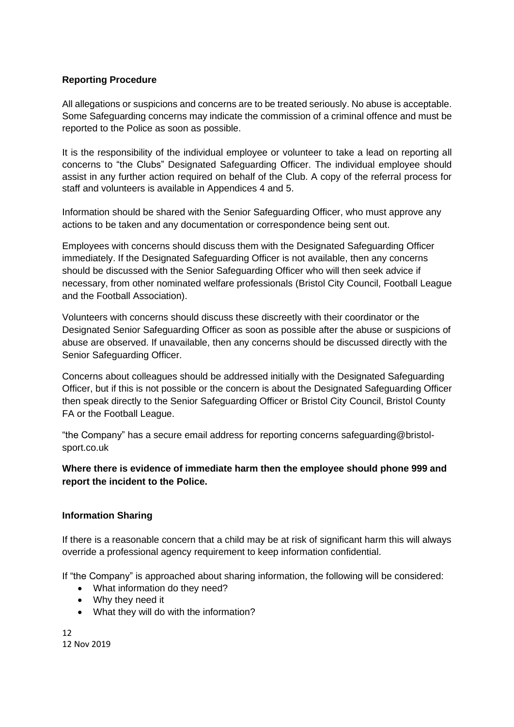**Reporting Procedure**

All allegations or suspicions and concerns are to be treated seriously. No abuse is acceptable. Some Safeguarding concerns may indicate the commission of a criminal offence and must be reported to the Police as soon as possible.

It is the responsibility of the individual employee or volunteer to take a lead on reporting all concerns to "the Clubs" Designated Safeguarding Officer. The individual employee should assist in any further action required on behalf of the Club. A copy of the referral process for staff and volunteers is available in Appendices 4 and 5.

Information should be shared with the Senior Safeguarding Officer, who must approve any actions to be taken and any documentation or correspondence being sent out.

Employees with concerns should discuss them with the Designated Safeguarding Officer immediately. If the Designated Safeguarding Officer is not available, then any concerns should be discussed with the Senior Safeguarding Officer who will then seek advice if necessary, from other nominated welfare professionals (Bristol City Council, Football League and the Football Association).

Volunteers with concerns should discuss these discreetly with their coordinator or the Designated Senior Safeguarding Officer as soon as possible after the abuse or suspicions of abuse are observed. If unavailable, then any concerns should be discussed directly with the Senior Safeguarding Officer.

Concerns about colleagues should be addressed initially with the Designated Safeguarding Officer, but if this is not possible or the concern is about the Designated Safeguarding Officer then speak directly to the Senior Safeguarding Officer or Bristol City Council, Bristol County FA or the Football League.

"the Company" has a secure email address for reporting concerns safeguarding@bristol-sport.co.uk

**Where there is evidence of immediate harm then the employee should phone 999 and report the incident to the Police.**

**Information Sharing**

If there is a reasonable concern that a child may be at risk of significant harm this will always override a professional agency requirement to keep information confidential.

If "the Company" is approached about sharing information, the following will be considered:

- What information do they need?
- Why they need it
- What they will do with the information?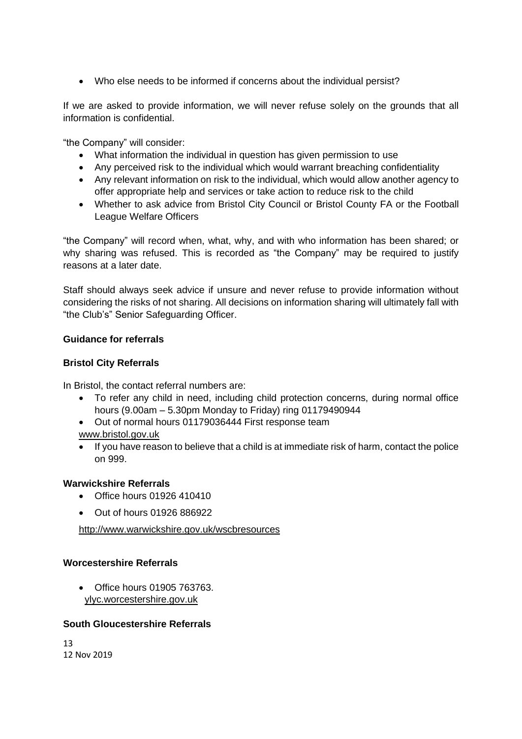- Who else needs to be informed if concerns about the individual persist?

If we are asked to provide information, we will never refuse solely on the grounds that all information is confidential.

"the Company" will consider:

- What information the individual in question has given permission to use
- Any perceived risk to the individual which would warrant breaching confidentiality
- Any relevant information on risk to the individual, which would allow another agency to offer appropriate help and services or take action to reduce risk to the child
- Whether to ask advice from Bristol City Council or Bristol County FA or the Football League Welfare Officers

"the Company" will record when, what, why, and with who information has been shared; or why sharing was refused. This is recorded as "the Company" may be required to justify reasons at a later date.

Staff should always seek advice if unsure and never refuse to provide information without considering the risks of not sharing. All decisions on information sharing will ultimately fall with "the Club's" Senior Safeguarding Officer.

**Guidance for referrals**

**Bristol City Referrals**

In Bristol, the contact referral numbers are:

- To refer any child in need, including child protection concerns, during normal office hours (9.00am – 5.30pm Monday to Friday) ring 01179490944
- Out of normal hours 01179036444 First response team

www.bristol.gov.uk

- If you have reason to believe that a child is at immediate risk of harm, contact the police on 999.

**Warwickshire Referrals**

- Office hours 01926 410410
- Out of hours 01926 886922

http://www.warwickshire.gov.uk/wscbresources

**Worcestershire Referrals**

- Office hours 01905 763763.
  ylyc.worcestershire.gov.uk

**South Gloucestershire Referrals**

12 Nov 2019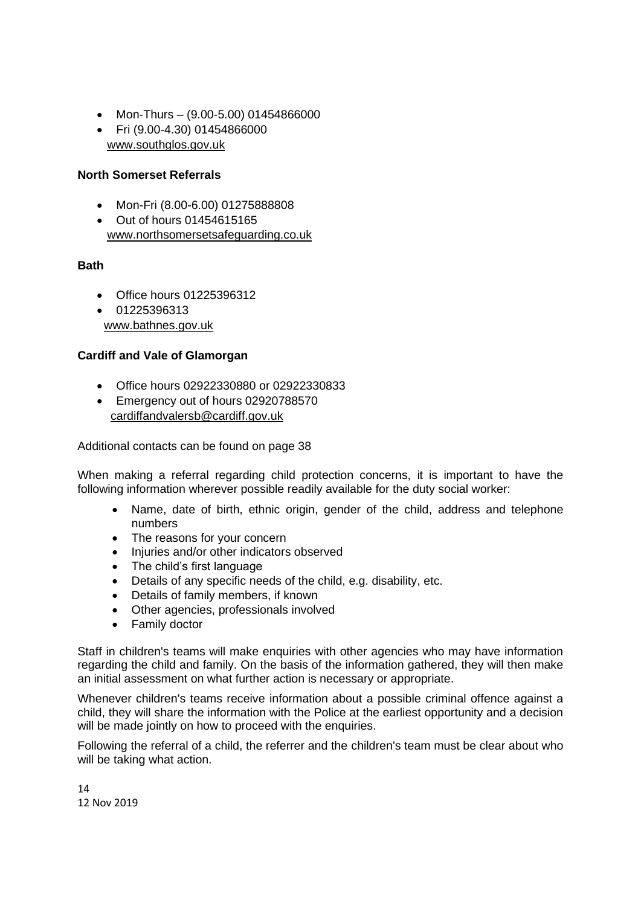- Mon-Thurs – (9.00-5.00) 01454866000
- Fri (9.00-4.30) 01454866000
  www.southglos.gov.uk

**North Somerset Referrals**

- Mon-Fri (8.00-6.00) 01275888808
- Out of hours 01454615165
  www.northsomersetsafeguarding.co.uk

**Bath**

- Office hours 01225396312
- 01225396313
  www.bathnes.gov.uk

**Cardiff and Vale of Glamorgan**

- Office hours 02922330880 or 02922330833
- Emergency out of hours 02920788570
  cardiffandvalersb@cardiff.gov.uk

Additional contacts can be found on page 38

When making a referral regarding child protection concerns, it is important to have the following information wherever possible readily available for the duty social worker:

- Name, date of birth, ethnic origin, gender of the child, address and telephone numbers
- The reasons for your concern
- Injuries and/or other indicators observed
- The child's first language
- Details of any specific needs of the child, e.g. disability, etc.
- Details of family members, if known
- Other agencies, professionals involved
- Family doctor

Staff in children's teams will make enquiries with other agencies who may have information regarding the child and family. On the basis of the information gathered, they will then make an initial assessment on what further action is necessary or appropriate.

Whenever children's teams receive information about a possible criminal offence against a child, they will share the information with the Police at the earliest opportunity and a decision will be made jointly on how to proceed with the enquiries.

Following the referral of a child, the referrer and the children's team must be clear about who will be taking what action.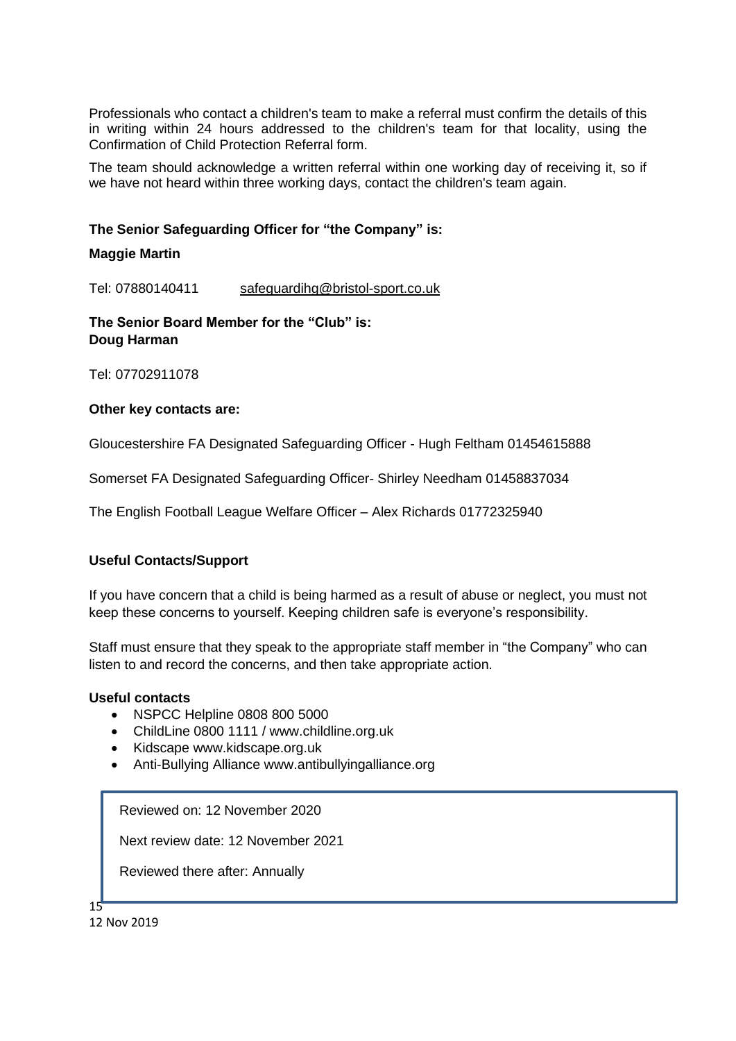Professionals who contact a children's team to make a referral must confirm the details of this in writing within 24 hours addressed to the children's team for that locality, using the Confirmation of Child Protection Referral form.

The team should acknowledge a written referral within one working day of receiving it, so if we have not heard within three working days, contact the children's team again.

**The Senior Safeguarding Officer for "the Company" is:**

**Maggie Martin**

Tel: 07880140411 safeguardihq@bristol-sport.co.uk

**The Senior Board Member for the "Club" is:**
**Doug Harman**

Tel: 07702911078

**Other key contacts are:**

Gloucestershire FA Designated Safeguarding Officer - Hugh Feltham 01454615888

Somerset FA Designated Safeguarding Officer- Shirley Needham 01458837034

The English Football League Welfare Officer – Alex Richards 01772325940

**Useful Contacts/Support**

If you have concern that a child is being harmed as a result of abuse or neglect, you must not keep these concerns to yourself. Keeping children safe is everyone's responsibility.

Staff must ensure that they speak to the appropriate staff member in "the Company" who can listen to and record the concerns, and then take appropriate action.

**Useful contacts**

- NSPCC Helpline 0808 800 5000
- ChildLine 0800 1111 / www.childline.org.uk
- Kidscape www.kidscape.org.uk
- Anti-Bullying Alliance www.antibullyingalliance.org

Reviewed on: 12 November 2020

Next review date: 12 November 2021

Reviewed there after: Annually

12 Nov 2019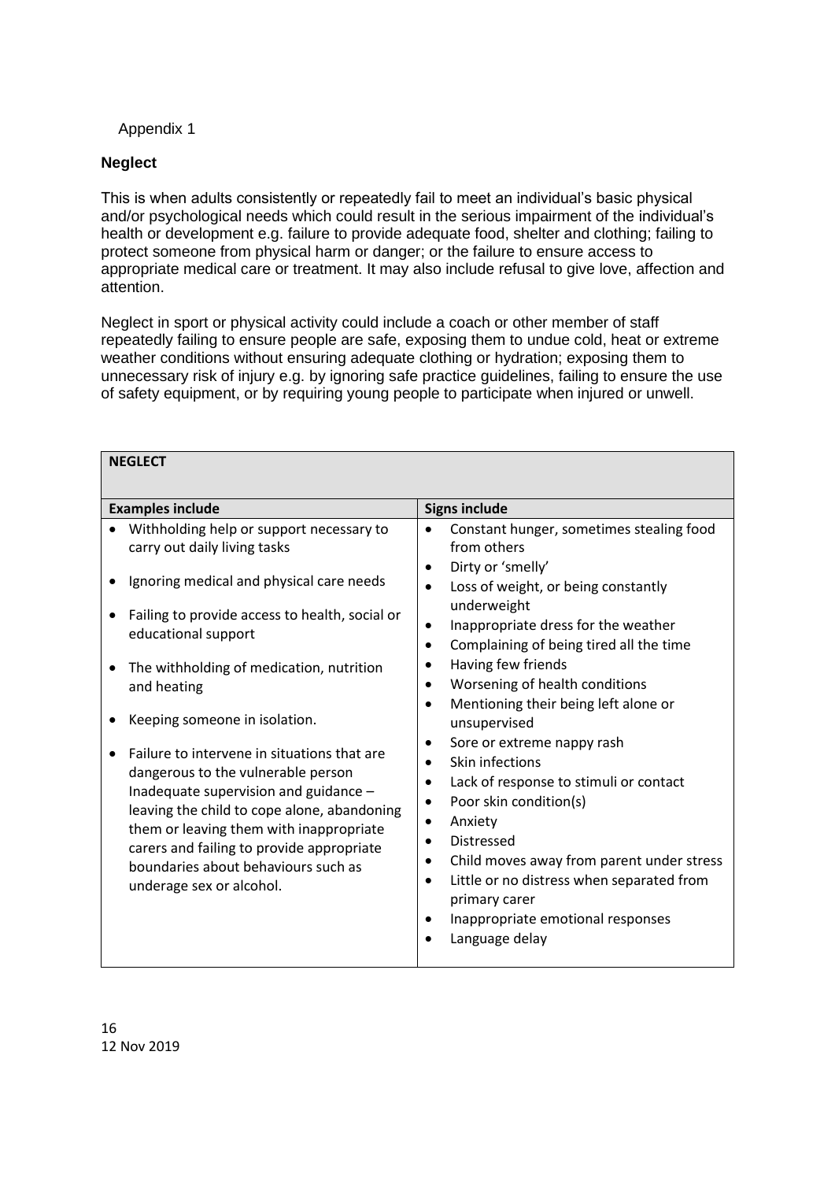Appendix 1

**Neglect**

This is when adults consistently or repeatedly fail to meet an individual's basic physical and/or psychological needs which could result in the serious impairment of the individual's health or development e.g. failure to provide adequate food, shelter and clothing; failing to protect someone from physical harm or danger; or the failure to ensure access to appropriate medical care or treatment. It may also include refusal to give love, affection and attention.

Neglect in sport or physical activity could include a coach or other member of staff repeatedly failing to ensure people are safe, exposing them to undue cold, heat or extreme weather conditions without ensuring adequate clothing or hydration; exposing them to unnecessary risk of injury e.g. by ignoring safe practice guidelines, failing to ensure the use of safety equipment, or by requiring young people to participate when injured or unwell.

| **NEGLECT** | |
|---|---|
| **Examples include** | **Signs include** |
| • Withholding help or support necessary to carry out daily living tasks<br>• Ignoring medical and physical care needs<br>• Failing to provide access to health, social or educational support<br>• The withholding of medication, nutrition and heating<br>• Keeping someone in isolation.<br>• Failure to intervene in situations that are dangerous to the vulnerable person Inadequate supervision and guidance – leaving the child to cope alone, abandoning them or leaving them with inappropriate carers and failing to provide appropriate boundaries about behaviours such as underage sex or alcohol. | • Constant hunger, sometimes stealing food from others<br>• Dirty or 'smelly'<br>• Loss of weight, or being constantly underweight<br>• Inappropriate dress for the weather<br>• Complaining of being tired all the time<br>• Having few friends<br>• Worsening of health conditions<br>• Mentioning their being left alone or unsupervised<br>• Sore or extreme nappy rash<br>• Skin infections<br>• Lack of response to stimuli or contact<br>• Poor skin condition(s)<br>• Anxiety<br>• Distressed<br>• Child moves away from parent under stress<br>• Little or no distress when separated from primary carer<br>• Inappropriate emotional responses<br>• Language delay |

12 Nov 2019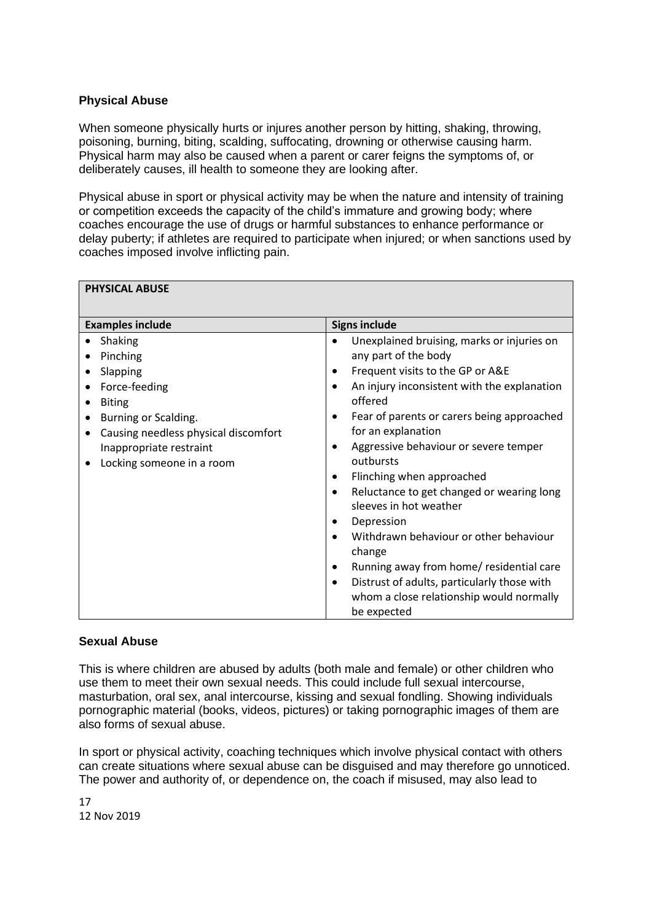### Physical Abuse

When someone physically hurts or injures another person by hitting, shaking, throwing, poisoning, burning, biting, scalding, suffocating, drowning or otherwise causing harm. Physical harm may also be caused when a parent or carer feigns the symptoms of, or deliberately causes, ill health to someone they are looking after.

Physical abuse in sport or physical activity may be when the nature and intensity of training or competition exceeds the capacity of the child's immature and growing body; where coaches encourage the use of drugs or harmful substances to enhance performance or delay puberty; if athletes are required to participate when injured; or when sanctions used by coaches imposed involve inflicting pain.

| **PHYSICAL ABUSE** | |
|---|---|
| **Examples include** | **Signs include** |
| • Shaking<br>• Pinching<br>• Slapping<br>• Force-feeding<br>• Biting<br>• Burning or Scalding.<br>• Causing needless physical discomfort Inappropriate restraint<br>• Locking someone in a room | • Unexplained bruising, marks or injuries on any part of the body<br>• Frequent visits to the GP or A&E<br>• An injury inconsistent with the explanation offered<br>• Fear of parents or carers being approached for an explanation<br>• Aggressive behaviour or severe temper outbursts<br>• Flinching when approached<br>• Reluctance to get changed or wearing long sleeves in hot weather<br>• Depression<br>• Withdrawn behaviour or other behaviour change<br>• Running away from home/ residential care<br>• Distrust of adults, particularly those with whom a close relationship would normally be expected |

### Sexual Abuse

This is where children are abused by adults (both male and female) or other children who use them to meet their own sexual needs. This could include full sexual intercourse, masturbation, oral sex, anal intercourse, kissing and sexual fondling. Showing individuals pornographic material (books, videos, pictures) or taking pornographic images of them are also forms of sexual abuse.

In sport or physical activity, coaching techniques which involve physical contact with others can create situations where sexual abuse can be disguised and may therefore go unnoticed. The power and authority of, or dependence on, the coach if misused, may also lead to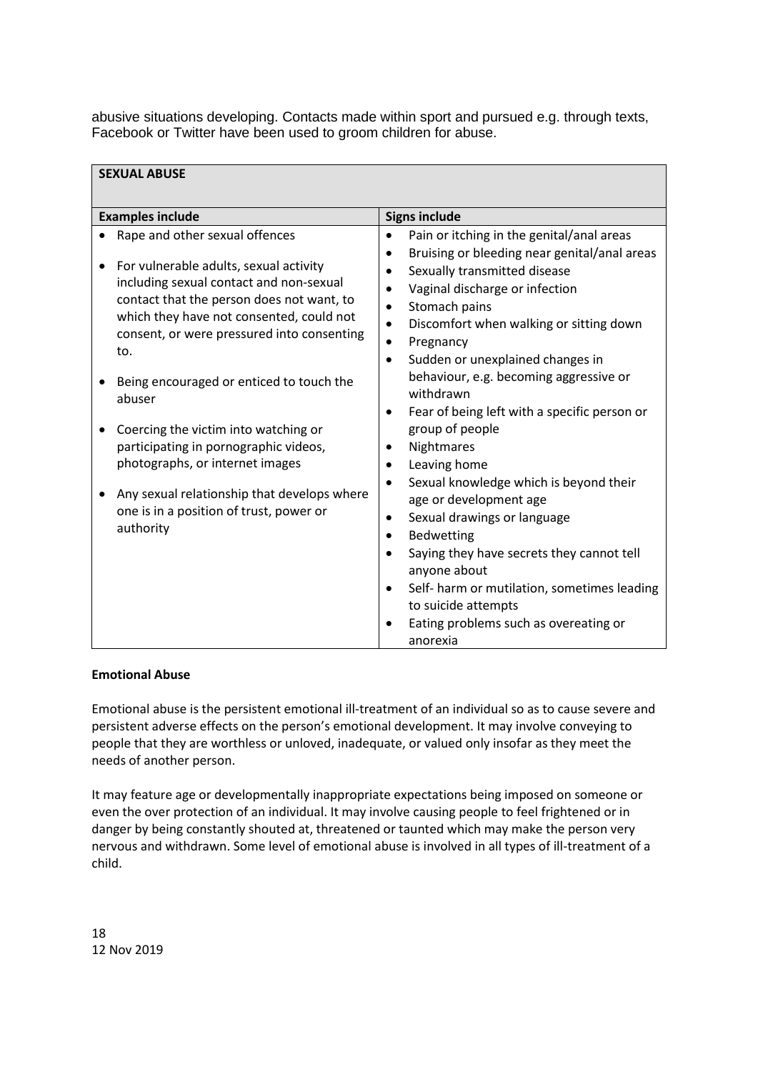abusive situations developing. Contacts made within sport and pursued e.g. through texts, Facebook or Twitter have been used to groom children for abuse.

| **SEXUAL ABUSE** | |
|---|---|
| **Examples include** | **Signs include** |
| • Rape and other sexual offences<br>• For vulnerable adults, sexual activity including sexual contact and non-sexual contact that the person does not want, to which they have not consented, could not consent, or were pressured into consenting to.<br>• Being encouraged or enticed to touch the abuser<br>• Coercing the victim into watching or participating in pornographic videos, photographs, or internet images<br>• Any sexual relationship that develops where one is in a position of trust, power or authority | • Pain or itching in the genital/anal areas<br>• Bruising or bleeding near genital/anal areas<br>• Sexually transmitted disease<br>• Vaginal discharge or infection<br>• Stomach pains<br>• Discomfort when walking or sitting down<br>• Pregnancy<br>• Sudden or unexplained changes in behaviour, e.g. becoming aggressive or withdrawn<br>• Fear of being left with a specific person or group of people<br>• Nightmares<br>• Leaving home<br>• Sexual knowledge which is beyond their age or development age<br>• Sexual drawings or language<br>• Bedwetting<br>• Saying they have secrets they cannot tell anyone about<br>• Self- harm or mutilation, sometimes leading to suicide attempts<br>• Eating problems such as overeating or anorexia |

**Emotional Abuse**

Emotional abuse is the persistent emotional ill-treatment of an individual so as to cause severe and persistent adverse effects on the person's emotional development. It may involve conveying to people that they are worthless or unloved, inadequate, or valued only insofar as they meet the needs of another person.

It may feature age or developmentally inappropriate expectations being imposed on someone or even the over protection of an individual. It may involve causing people to feel frightened or in danger by being constantly shouted at, threatened or taunted which may make the person very nervous and withdrawn. Some level of emotional abuse is involved in all types of ill-treatment of a child.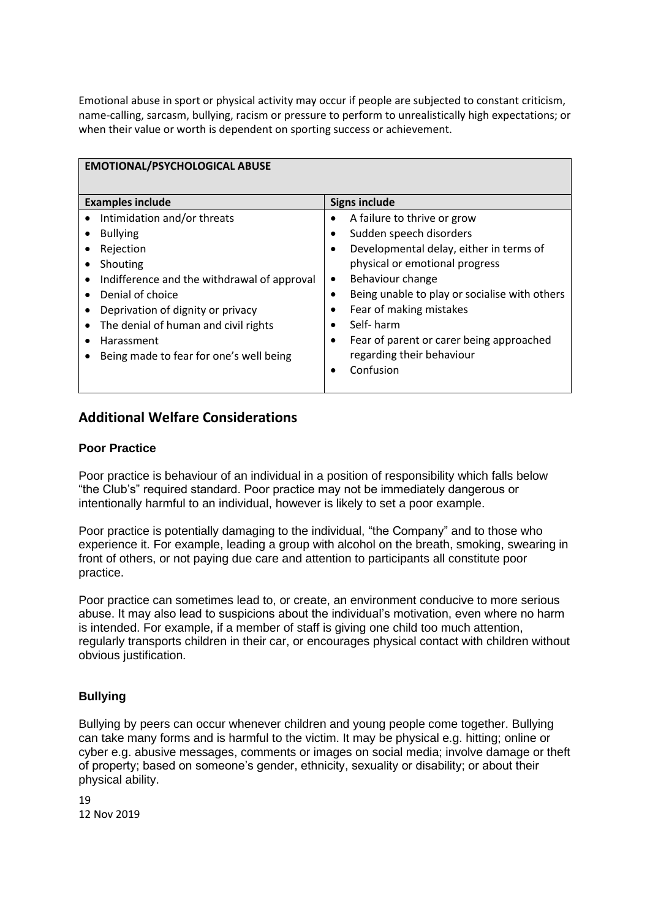Emotional abuse in sport or physical activity may occur if people are subjected to constant criticism, name-calling, sarcasm, bullying, racism or pressure to perform to unrealistically high expectations; or when their value or worth is dependent on sporting success or achievement.

| **EMOTIONAL/PSYCHOLOGICAL ABUSE** | |
|---|---|
| **Examples include** | **Signs include** |
| • Intimidation and/or threats<br>• Bullying<br>• Rejection<br>• Shouting<br>• Indifference and the withdrawal of approval<br>• Denial of choice<br>• Deprivation of dignity or privacy<br>• The denial of human and civil rights<br>• Harassment<br>• Being made to fear for one's well being | • A failure to thrive or grow<br>• Sudden speech disorders<br>• Developmental delay, either in terms of physical or emotional progress<br>• Behaviour change<br>• Being unable to play or socialise with others<br>• Fear of making mistakes<br>• Self- harm<br>• Fear of parent or carer being approached regarding their behaviour<br>• Confusion |

## Additional Welfare Considerations

### Poor Practice

Poor practice is behaviour of an individual in a position of responsibility which falls below "the Club's" required standard. Poor practice may not be immediately dangerous or intentionally harmful to an individual, however is likely to set a poor example.

Poor practice is potentially damaging to the individual, "the Company" and to those who experience it. For example, leading a group with alcohol on the breath, smoking, swearing in front of others, or not paying due care and attention to participants all constitute poor practice.

Poor practice can sometimes lead to, or create, an environment conducive to more serious abuse. It may also lead to suspicions about the individual's motivation, even where no harm is intended. For example, if a member of staff is giving one child too much attention, regularly transports children in their car, or encourages physical contact with children without obvious justification.

### Bullying

Bullying by peers can occur whenever children and young people come together. Bullying can take many forms and is harmful to the victim. It may be physical e.g. hitting; online or cyber e.g. abusive messages, comments or images on social media; involve damage or theft of property; based on someone's gender, ethnicity, sexuality or disability; or about their physical ability.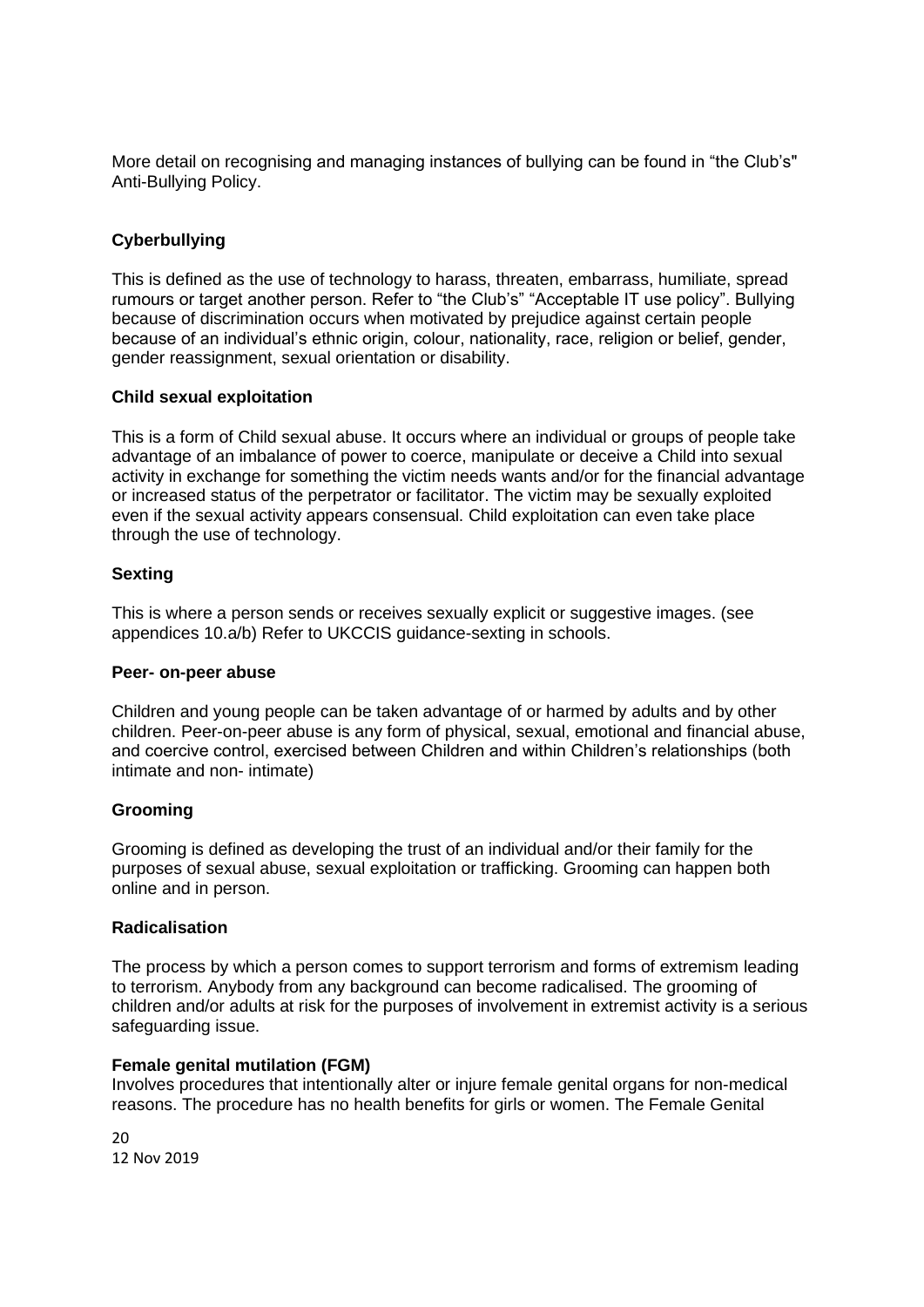More detail on recognising and managing instances of bullying can be found in “the Club’s" Anti-Bullying Policy.

**Cyberbullying**

This is defined as the use of technology to harass, threaten, embarrass, humiliate, spread rumours or target another person. Refer to “the Club’s” “Acceptable IT use policy”. Bullying because of discrimination occurs when motivated by prejudice against certain people because of an individual’s ethnic origin, colour, nationality, race, religion or belief, gender, gender reassignment, sexual orientation or disability.

**Child sexual exploitation**

This is a form of Child sexual abuse. It occurs where an individual or groups of people take advantage of an imbalance of power to coerce, manipulate or deceive a Child into sexual activity in exchange for something the victim needs wants and/or for the financial advantage or increased status of the perpetrator or facilitator. The victim may be sexually exploited even if the sexual activity appears consensual. Child exploitation can even take place through the use of technology.

**Sexting**

This is where a person sends or receives sexually explicit or suggestive images. (see appendices 10.a/b) Refer to UKCCIS guidance-sexting in schools.

**Peer- on-peer abuse**

Children and young people can be taken advantage of or harmed by adults and by other children. Peer-on-peer abuse is any form of physical, sexual, emotional and financial abuse, and coercive control, exercised between Children and within Children’s relationships (both intimate and non- intimate)

**Grooming**

Grooming is defined as developing the trust of an individual and/or their family for the purposes of sexual abuse, sexual exploitation or trafficking. Grooming can happen both online and in person.

**Radicalisation**

The process by which a person comes to support terrorism and forms of extremism leading to terrorism. Anybody from any background can become radicalised. The grooming of children and/or adults at risk for the purposes of involvement in extremist activity is a serious safeguarding issue.

**Female genital mutilation (FGM)**
Involves procedures that intentionally alter or injure female genital organs for non-medical reasons. The procedure has no health benefits for girls or women. The Female Genital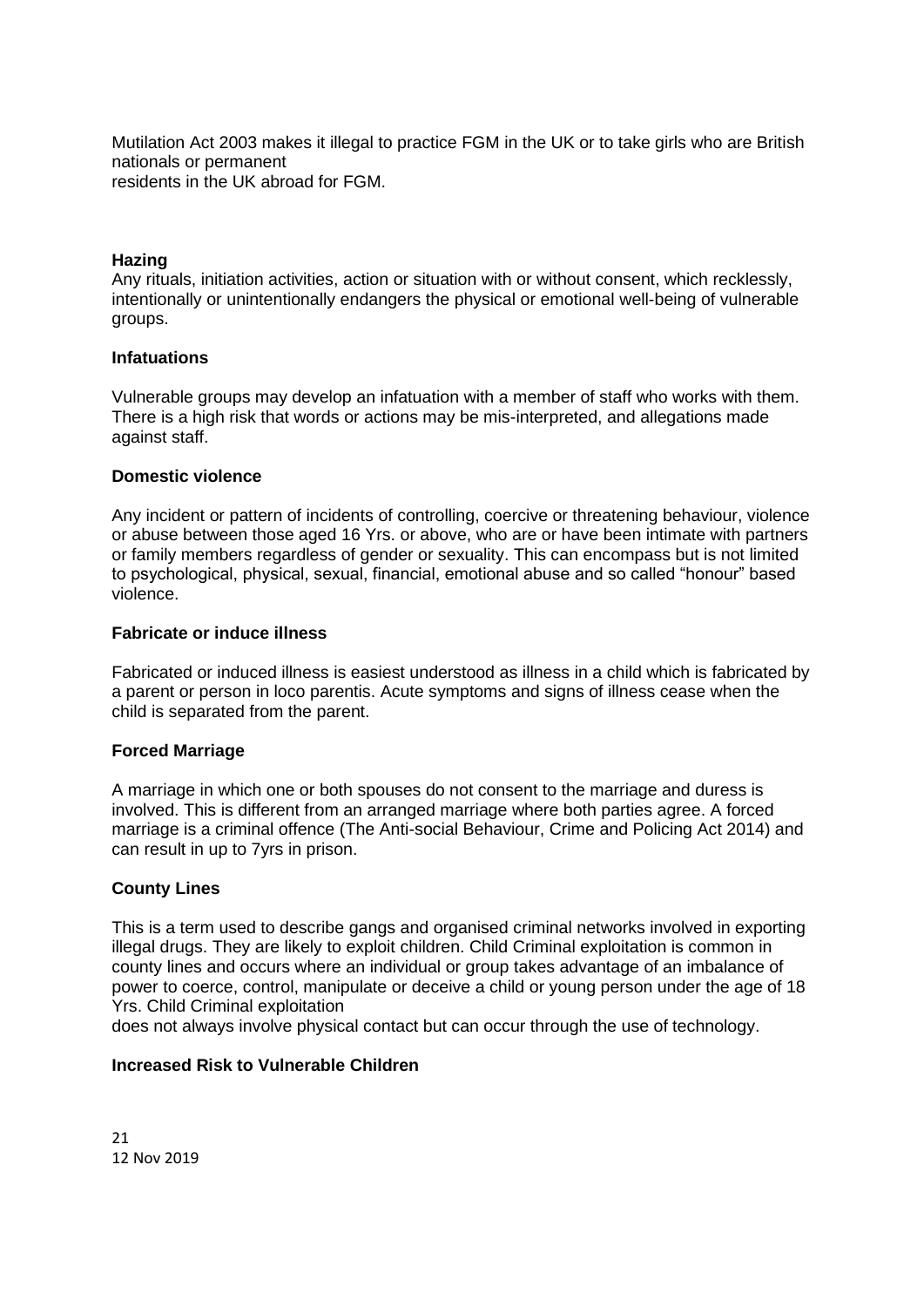Mutilation Act 2003 makes it illegal to practice FGM in the UK or to take girls who are British nationals or permanent residents in the UK abroad for FGM.

**Hazing**

Any rituals, initiation activities, action or situation with or without consent, which recklessly, intentionally or unintentionally endangers the physical or emotional well-being of vulnerable groups.

**Infatuations**

Vulnerable groups may develop an infatuation with a member of staff who works with them. There is a high risk that words or actions may be mis-interpreted, and allegations made against staff.

**Domestic violence**

Any incident or pattern of incidents of controlling, coercive or threatening behaviour, violence or abuse between those aged 16 Yrs. or above, who are or have been intimate with partners or family members regardless of gender or sexuality. This can encompass but is not limited to psychological, physical, sexual, financial, emotional abuse and so called "honour" based violence.

**Fabricate or induce illness**

Fabricated or induced illness is easiest understood as illness in a child which is fabricated by a parent or person in loco parentis. Acute symptoms and signs of illness cease when the child is separated from the parent.

**Forced Marriage**

A marriage in which one or both spouses do not consent to the marriage and duress is involved. This is different from an arranged marriage where both parties agree. A forced marriage is a criminal offence (The Anti-social Behaviour, Crime and Policing Act 2014) and can result in up to 7yrs in prison.

**County Lines**

This is a term used to describe gangs and organised criminal networks involved in exporting illegal drugs. They are likely to exploit children. Child Criminal exploitation is common in county lines and occurs where an individual or group takes advantage of an imbalance of power to coerce, control, manipulate or deceive a child or young person under the age of 18 Yrs. Child Criminal exploitation does not always involve physical contact but can occur through the use of technology.

**Increased Risk to Vulnerable Children**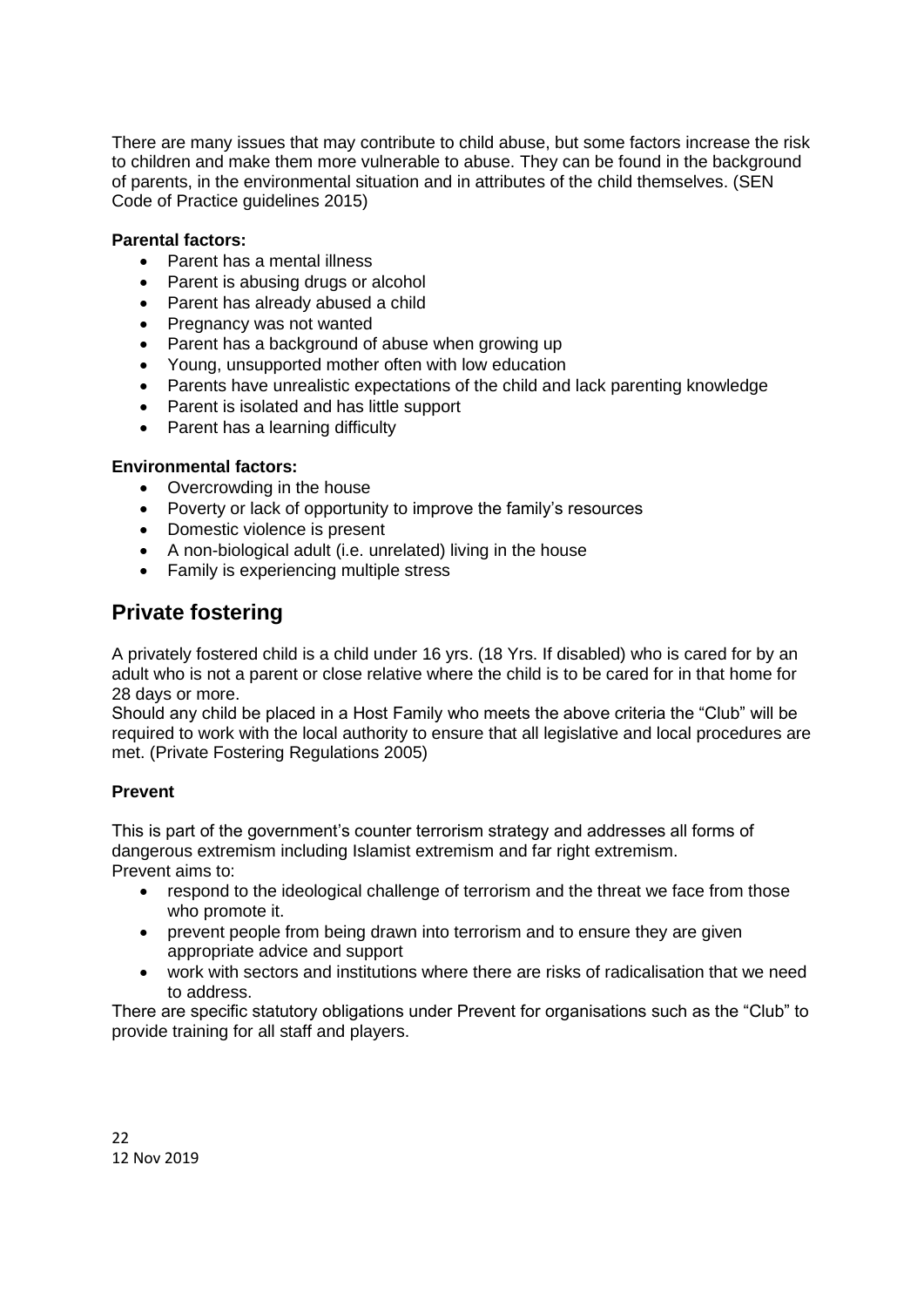There are many issues that may contribute to child abuse, but some factors increase the risk to children and make them more vulnerable to abuse. They can be found in the background of parents, in the environmental situation and in attributes of the child themselves. (SEN Code of Practice guidelines 2015)

**Parental factors:**

- Parent has a mental illness
- Parent is abusing drugs or alcohol
- Parent has already abused a child
- Pregnancy was not wanted
- Parent has a background of abuse when growing up
- Young, unsupported mother often with low education
- Parents have unrealistic expectations of the child and lack parenting knowledge
- Parent is isolated and has little support
- Parent has a learning difficulty

**Environmental factors:**

- Overcrowding in the house
- Poverty or lack of opportunity to improve the family's resources
- Domestic violence is present
- A non-biological adult (i.e. unrelated) living in the house
- Family is experiencing multiple stress

## Private fostering

A privately fostered child is a child under 16 yrs. (18 Yrs. If disabled) who is cared for by an adult who is not a parent or close relative where the child is to be cared for in that home for 28 days or more.
Should any child be placed in a Host Family who meets the above criteria the "Club" will be required to work with the local authority to ensure that all legislative and local procedures are met. (Private Fostering Regulations 2005)

**Prevent**

This is part of the government's counter terrorism strategy and addresses all forms of dangerous extremism including Islamist extremism and far right extremism.
Prevent aims to:

- respond to the ideological challenge of terrorism and the threat we face from those who promote it.
- prevent people from being drawn into terrorism and to ensure they are given appropriate advice and support
- work with sectors and institutions where there are risks of radicalisation that we need to address.

There are specific statutory obligations under Prevent for organisations such as the "Club" to provide training for all staff and players.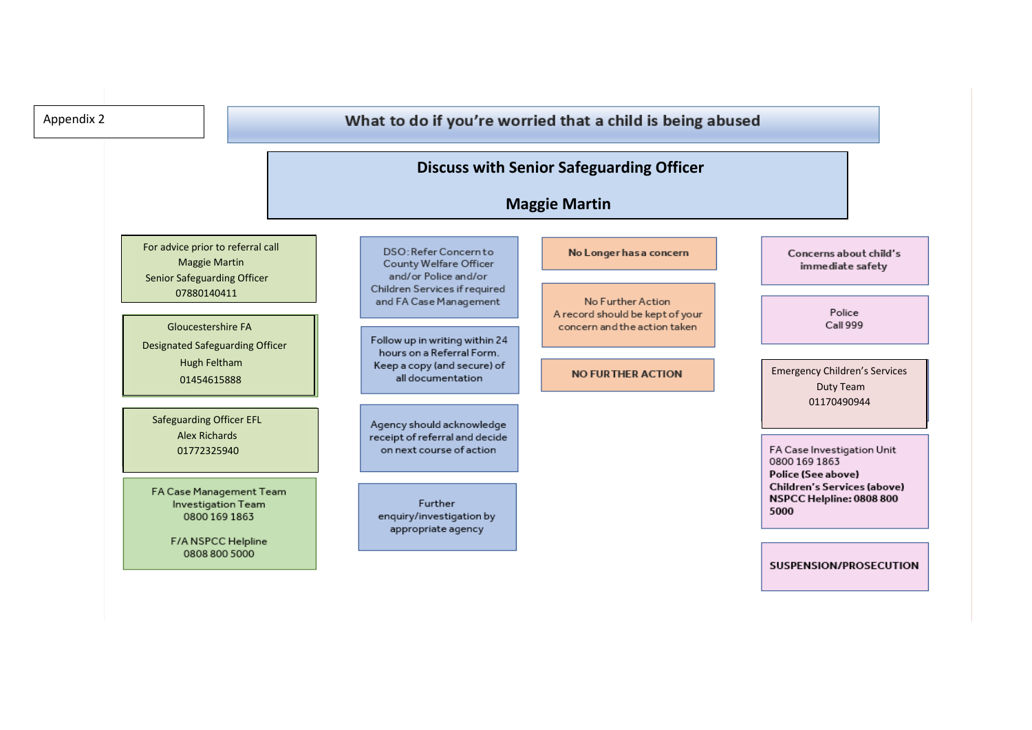Appendix 2

# What to do if you're worried that a child is being abused

## Discuss with Senior Safeguarding Officer

## Maggie Martin

For advice prior to referral call
Maggie Martin
Senior Safeguarding Officer
07880140411

Gloucestershire FA
Designated Safeguarding Officer
Hugh Feltham
01454615888

Safeguarding Officer EFL
Alex Richards
01772325940

FA Case Management Team Investigation Team
0800 169 1863

F/A NSPCC Helpline
0808 800 5000

---

DSO: Refer Concern to County Welfare Officer and/or Police and/or Children Services if required and FA Case Management

Follow up in writing within 24 hours on a Referral Form. Keep a copy (and secure) of all documentation

Agency should acknowledge receipt of referral and decide on next course of action

Further enquiry/investigation by appropriate agency

---

**No Longer has a concern**

No Further Action
A record should be kept of your concern and the action taken

**NO FURTHER ACTION**

---

**Concerns about child's immediate safety**

Police
Call 999

Emergency Children's Services
Duty Team
01170490944

FA Case Investigation Unit
0800 169 1863
**Police (See above)**
**Children's Services (above)**
**NSPCC Helpline: 0808 800 5000**

**SUSPENSION/PROSECUTION**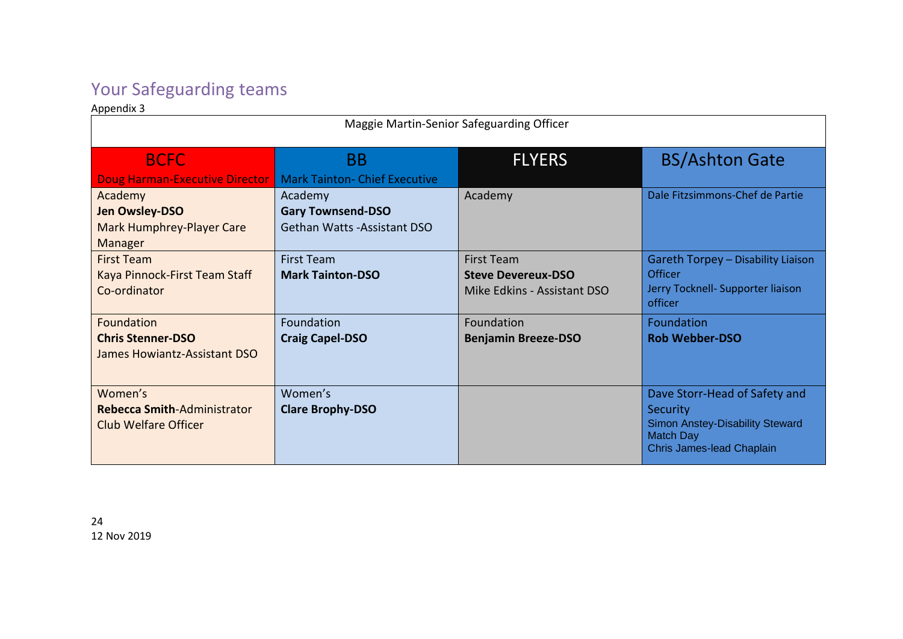## Your Safeguarding teams

Appendix 3

| Maggie Martin-Senior Safeguarding Officer | | | |
|---|---|---|---|
| **BCFC**<br>Doug Harman-Executive Director | **BB**<br>Mark Tainton- Chief Executive | **FLYERS** | **BS/Ashton Gate** |
| Academy<br>**Jen Owsley-DSO**<br>Mark Humphrey-Player Care Manager | Academy<br>**Gary Townsend-DSO**<br>Gethan Watts -Assistant DSO | Academy | Dale Fitzsimmons-Chef de Partie |
| First Team<br>Kaya Pinnock-First Team Staff Co-ordinator | First Team<br>**Mark Tainton-DSO** | First Team<br>**Steve Devereux-DSO**<br>Mike Edkins - Assistant DSO | Gareth Torpey – Disability Liaison Officer<br>Jerry Tocknell- Supporter liaison officer |
| Foundation<br>**Chris Stenner-DSO**<br>James Howiantz-Assistant DSO | Foundation<br>**Craig Capel-DSO** | Foundation<br>**Benjamin Breeze-DSO** | Foundation<br>**Rob Webber-DSO** |
| Women's<br>**Rebecca Smith**-Administrator Club Welfare Officer | Women's<br>**Clare Brophy-DSO** | | Dave Storr-Head of Safety and Security<br>Simon Anstey-Disability Steward Match Day<br>Chris James-lead Chaplain |

12 Nov 2019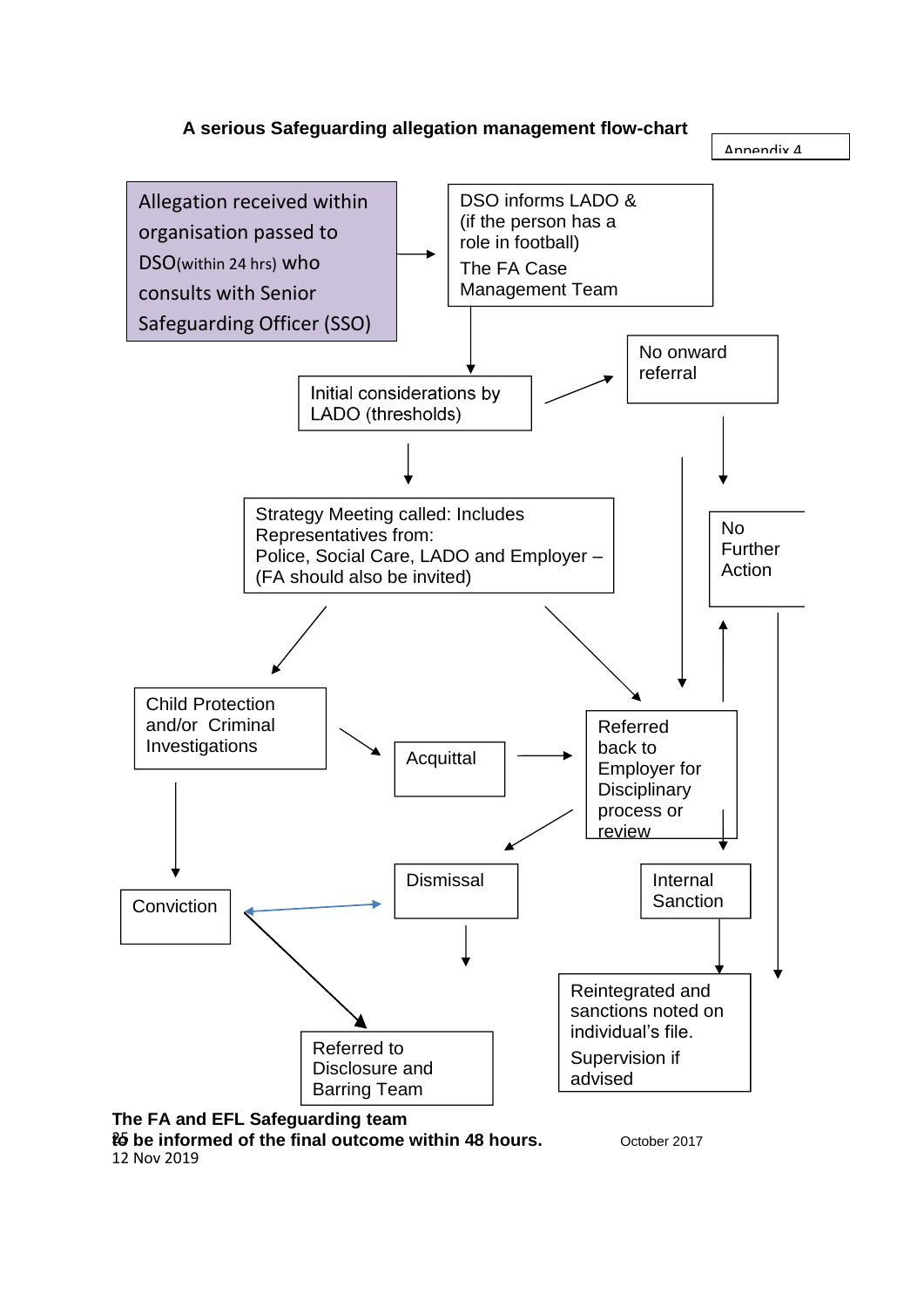**A serious Safeguarding allegation management flow-chart**

Appendix 4

Allegation received within organisation passed to DSO(within 24 hrs) who consults with Senior Safeguarding Officer (SSO)

DSO informs LADO & (if the person has a role in football)

The FA Case Management Team

Initial considerations by LADO (thresholds)

No onward referral

Strategy Meeting called: Includes Representatives from:
Police, Social Care, LADO and Employer – (FA should also be invited)

No Further Action

Child Protection and/or Criminal Investigations

Acquittal

Referred back to Employer for Disciplinary process or review

Conviction

Dismissal

Internal Sanction

Reintegrated and sanctions noted on individual's file.

Supervision if advised

Referred to Disclosure and Barring Team

**The FA and EFL Safeguarding team to be informed of the final outcome within 48 hours.**

October 2017

12 Nov 2019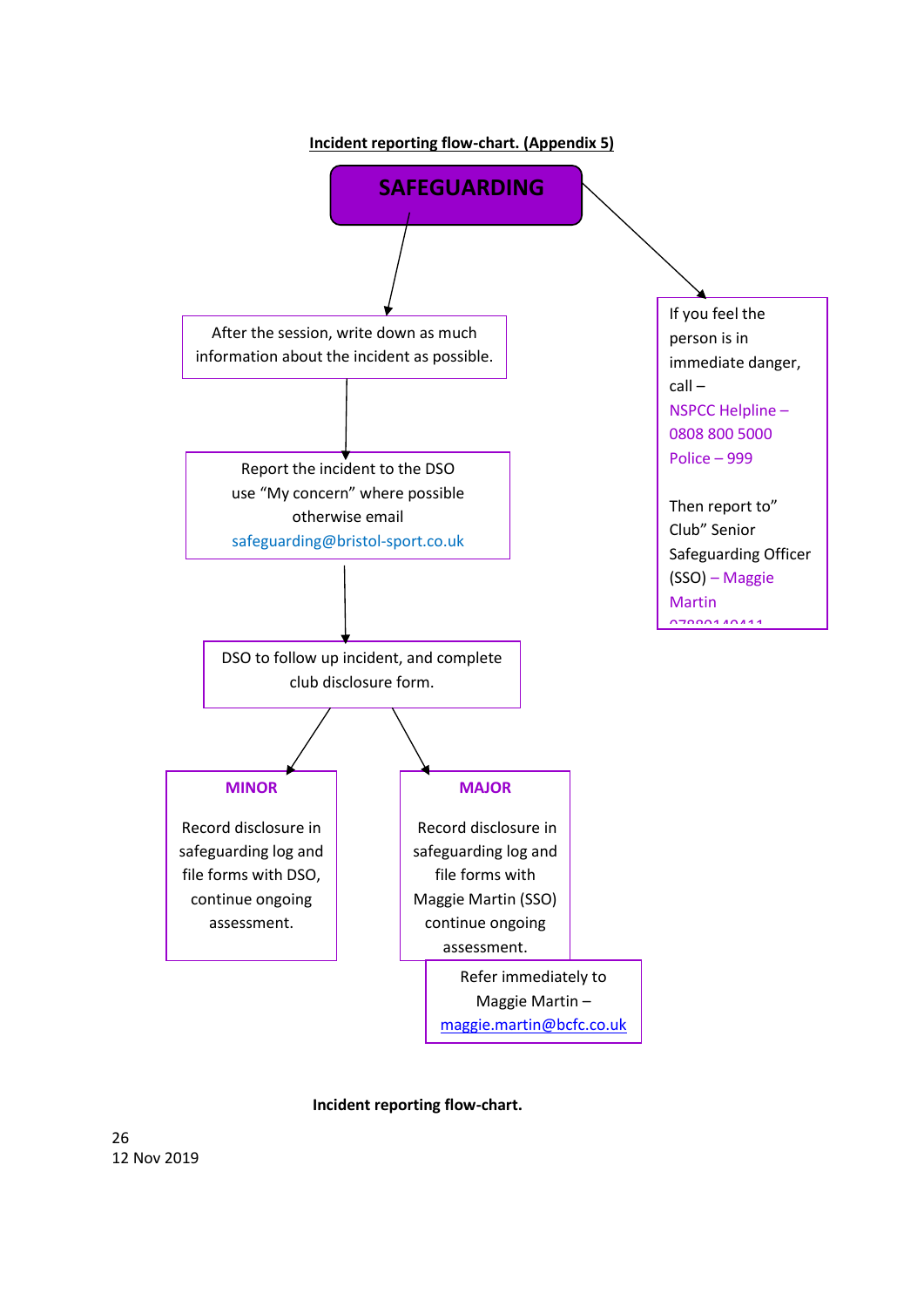**Incident reporting flow-chart. (Appendix 5)**

## SAFEGUARDING

After the session, write down as much information about the incident as possible.

Report the incident to the DSO use "My concern" where possible otherwise email safeguarding@bristol-sport.co.uk

DSO to follow up incident, and complete club disclosure form.

**MINOR**

Record disclosure in safeguarding log and file forms with DSO, continue ongoing assessment.

**MAJOR**

Record disclosure in safeguarding log and file forms with Maggie Martin (SSO) continue ongoing assessment.

Refer immediately to Maggie Martin – maggie.martin@bcfc.co.uk

If you feel the person is in immediate danger, call –
NSPCC Helpline – 0808 800 5000
Police – 999

Then report to" Club" Senior Safeguarding Officer (SSO) – Maggie Martin

**Incident reporting flow-chart.**

12 Nov 2019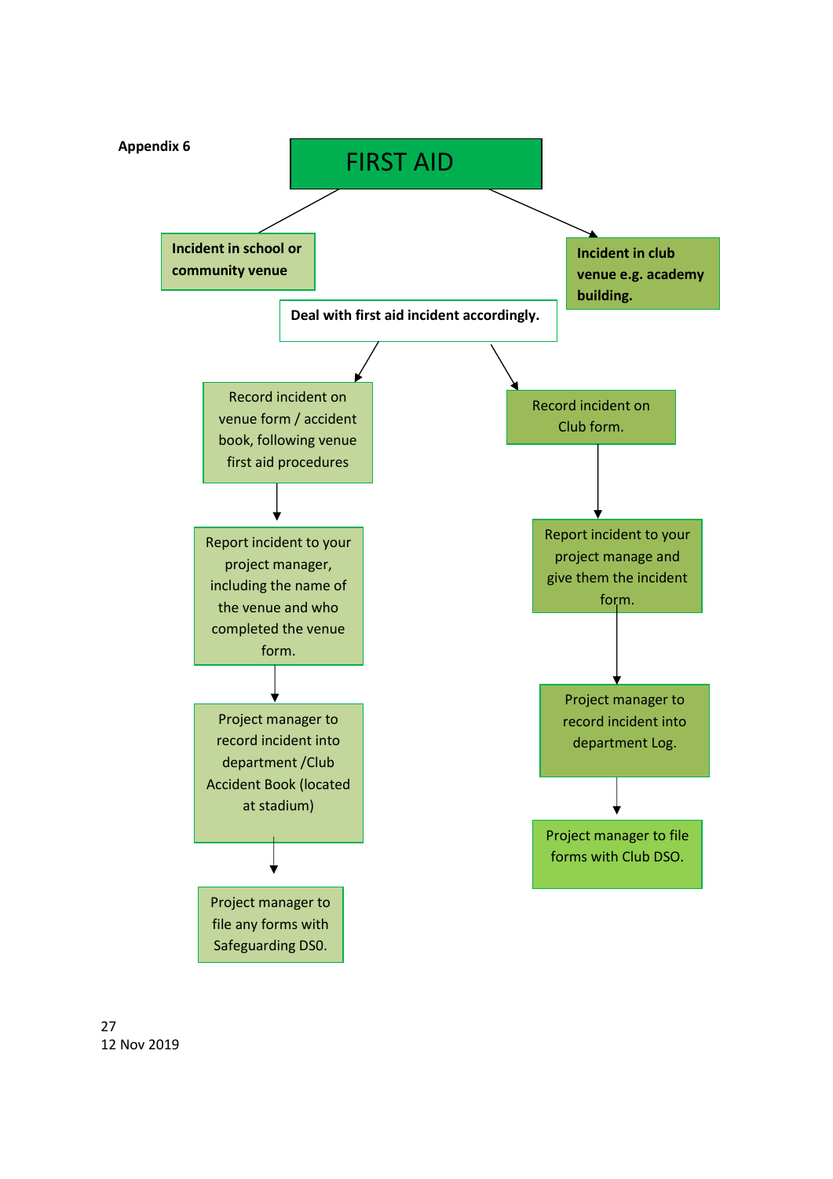**Appendix 6**

# FIRST AID

**Incident in school or community venue**

**Incident in club venue e.g. academy building.**

**Deal with first aid incident accordingly.**

Record incident on venue form / accident book, following venue first aid procedures

Report incident to your project manager, including the name of the venue and who completed the venue form.

Project manager to record incident into department /Club Accident Book (located at stadium)

Project manager to file any forms with Safeguarding DS0.

Record incident on Club form.

Report incident to your project manage and give them the incident form.

Project manager to record incident into department Log.

Project manager to file forms with Club DSO.

12 Nov 2019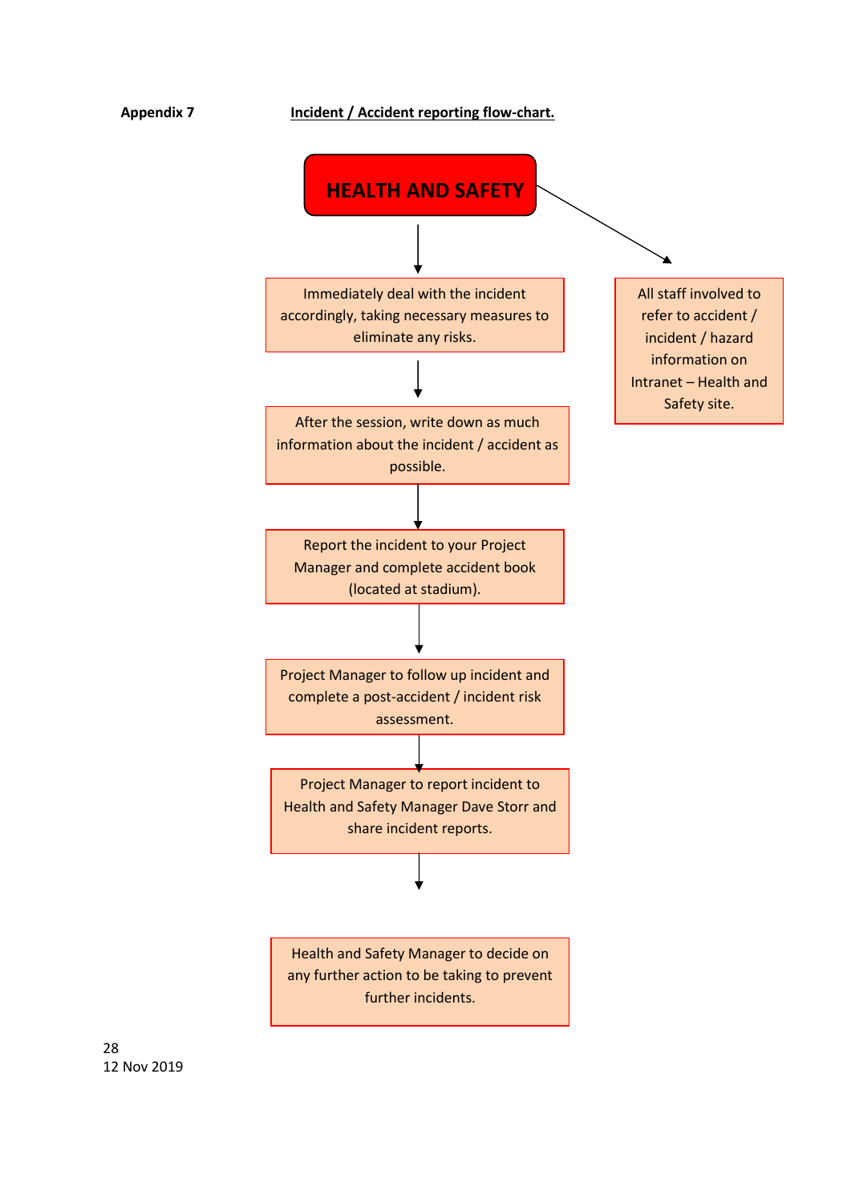**Appendix 7** **Incident / Accident reporting flow-chart.**

**HEALTH AND SAFETY**

↓

Immediately deal with the incident accordingly, taking necessary measures to eliminate any risks.

↓

After the session, write down as much information about the incident / accident as possible.

↓

Report the incident to your Project Manager and complete accident book (located at stadium).

↓

Project Manager to follow up incident and complete a post-accident / incident risk assessment.

↓

Project Manager to report incident to Health and Safety Manager Dave Storr and share incident reports.

↓

Health and Safety Manager to decide on any further action to be taking to prevent further incidents.

---

**HEALTH AND SAFETY** →

All staff involved to refer to accident / incident / hazard information on Intranet – Health and Safety site.

12 Nov 2019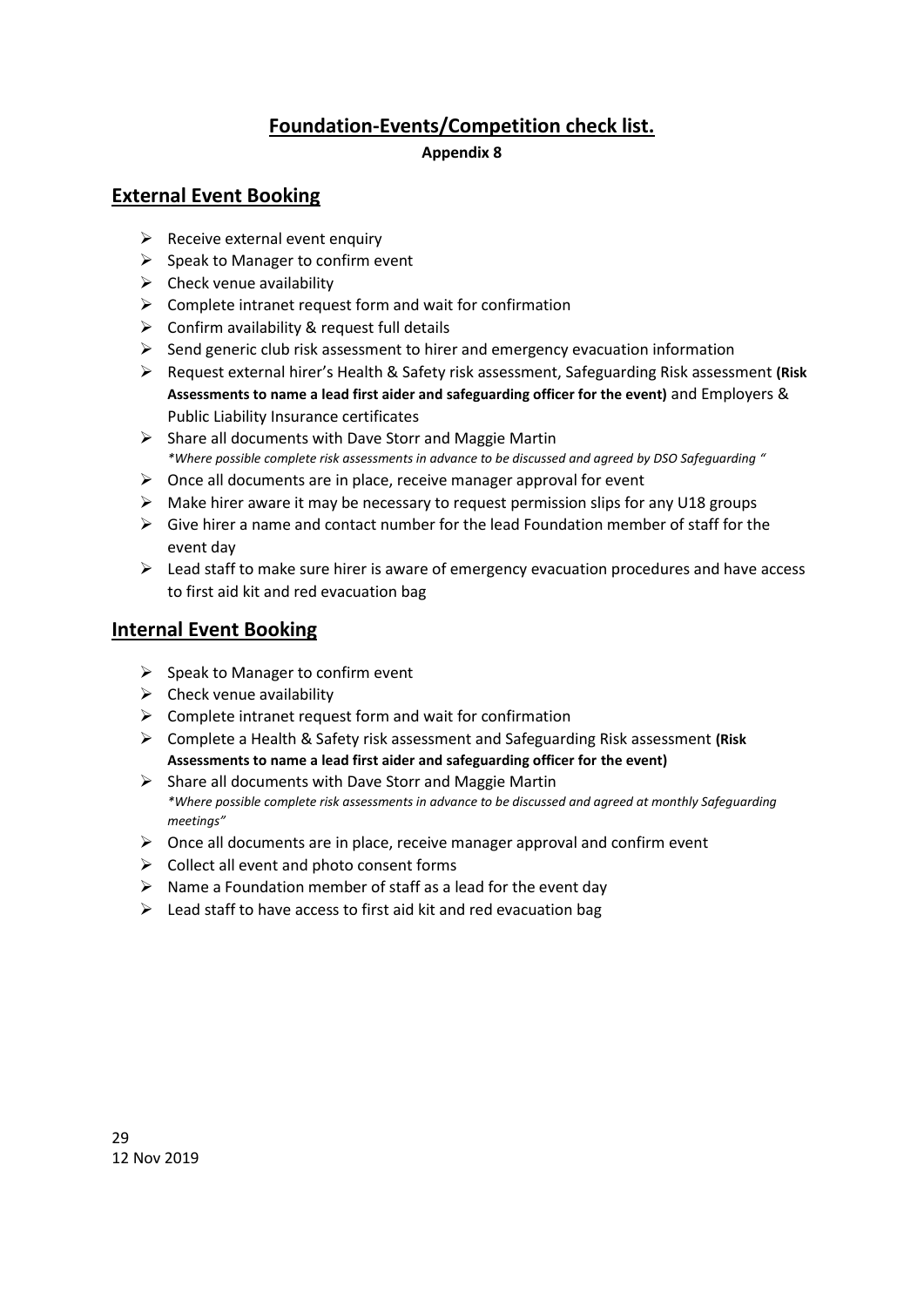# Foundation-Events/Competition check list.

**Appendix 8**

## External Event Booking

- Receive external event enquiry
- Speak to Manager to confirm event
- Check venue availability
- Complete intranet request form and wait for confirmation
- Confirm availability & request full details
- Send generic club risk assessment to hirer and emergency evacuation information
- Request external hirer's Health & Safety risk assessment, Safeguarding Risk assessment **(Risk Assessments to name a lead first aider and safeguarding officer for the event)** and Employers & Public Liability Insurance certificates
- Share all documents with Dave Storr and Maggie Martin
  *\*Where possible complete risk assessments in advance to be discussed and agreed by DSO Safeguarding "*
- Once all documents are in place, receive manager approval for event
- Make hirer aware it may be necessary to request permission slips for any U18 groups
- Give hirer a name and contact number for the lead Foundation member of staff for the event day
- Lead staff to make sure hirer is aware of emergency evacuation procedures and have access to first aid kit and red evacuation bag

## Internal Event Booking

- Speak to Manager to confirm event
- Check venue availability
- Complete intranet request form and wait for confirmation
- Complete a Health & Safety risk assessment and Safeguarding Risk assessment **(Risk Assessments to name a lead first aider and safeguarding officer for the event)**
- Share all documents with Dave Storr and Maggie Martin
  *\*Where possible complete risk assessments in advance to be discussed and agreed at monthly Safeguarding meetings"*
- Once all documents are in place, receive manager approval and confirm event
- Collect all event and photo consent forms
- Name a Foundation member of staff as a lead for the event day
- Lead staff to have access to first aid kit and red evacuation bag

12 Nov 2019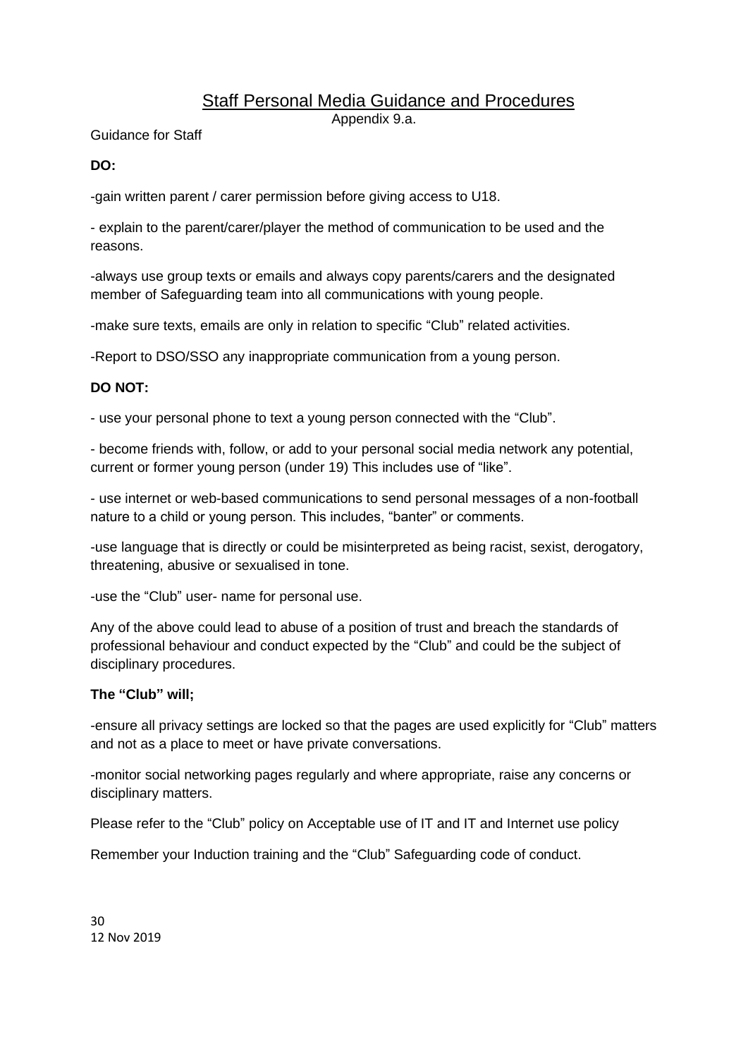# Staff Personal Media Guidance and Procedures

Appendix 9.a.

Guidance for Staff

**DO:**

-gain written parent / carer permission before giving access to U18.

- explain to the parent/carer/player the method of communication to be used and the reasons.

-always use group texts or emails and always copy parents/carers and the designated member of Safeguarding team into all communications with young people.

-make sure texts, emails are only in relation to specific "Club" related activities.

-Report to DSO/SSO any inappropriate communication from a young person.

**DO NOT:**

- use your personal phone to text a young person connected with the "Club".

- become friends with, follow, or add to your personal social media network any potential, current or former young person (under 19) This includes use of "like".

- use internet or web-based communications to send personal messages of a non-football nature to a child or young person. This includes, "banter" or comments.

-use language that is directly or could be misinterpreted as being racist, sexist, derogatory, threatening, abusive or sexualised in tone.

-use the "Club" user- name for personal use.

Any of the above could lead to abuse of a position of trust and breach the standards of professional behaviour and conduct expected by the "Club" and could be the subject of disciplinary procedures.

**The "Club" will;**

-ensure all privacy settings are locked so that the pages are used explicitly for "Club" matters and not as a place to meet or have private conversations.

-monitor social networking pages regularly and where appropriate, raise any concerns or disciplinary matters.

Please refer to the "Club" policy on Acceptable use of IT and IT and Internet use policy

Remember your Induction training and the "Club" Safeguarding code of conduct.

12 Nov 2019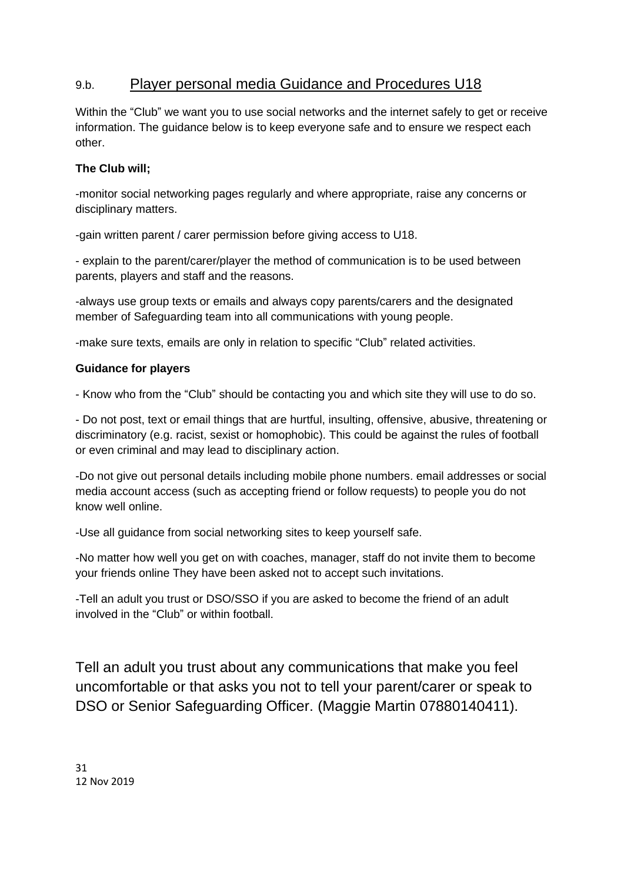## 9.b. Player personal media Guidance and Procedures U18

Within the "Club" we want you to use social networks and the internet safely to get or receive information. The guidance below is to keep everyone safe and to ensure we respect each other.

**The Club will;**

-monitor social networking pages regularly and where appropriate, raise any concerns or disciplinary matters.

-gain written parent / carer permission before giving access to U18.

- explain to the parent/carer/player the method of communication is to be used between parents, players and staff and the reasons.

-always use group texts or emails and always copy parents/carers and the designated member of Safeguarding team into all communications with young people.

-make sure texts, emails are only in relation to specific "Club" related activities.

**Guidance for players**

- Know who from the "Club" should be contacting you and which site they will use to do so.

- Do not post, text or email things that are hurtful, insulting, offensive, abusive, threatening or discriminatory (e.g. racist, sexist or homophobic). This could be against the rules of football or even criminal and may lead to disciplinary action.

-Do not give out personal details including mobile phone numbers. email addresses or social media account access (such as accepting friend or follow requests) to people you do not know well online.

-Use all guidance from social networking sites to keep yourself safe.

-No matter how well you get on with coaches, manager, staff do not invite them to become your friends online They have been asked not to accept such invitations.

-Tell an adult you trust or DSO/SSO if you are asked to become the friend of an adult involved in the "Club" or within football.

Tell an adult you trust about any communications that make you feel uncomfortable or that asks you not to tell your parent/carer or speak to DSO or Senior Safeguarding Officer. (Maggie Martin 07880140411).

12 Nov 2019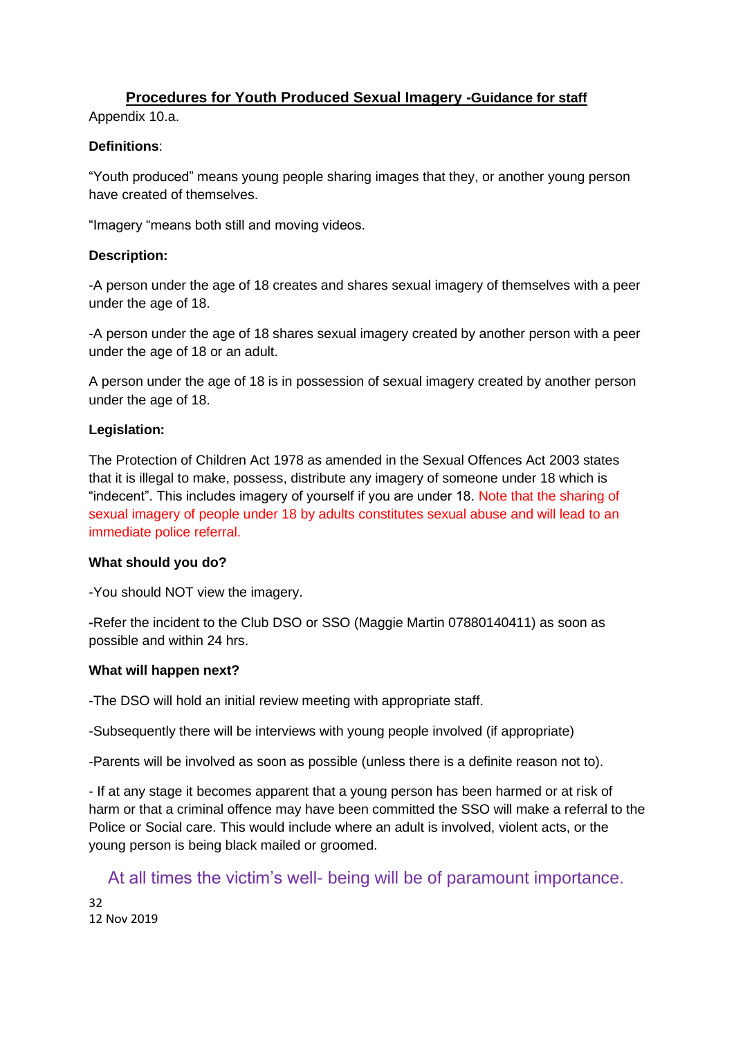## Procedures for Youth Produced Sexual Imagery -Guidance for staff

Appendix 10.a.

**Definitions**:

"Youth produced" means young people sharing images that they, or another young person have created of themselves.

"Imagery "means both still and moving videos.

**Description:**

-A person under the age of 18 creates and shares sexual imagery of themselves with a peer under the age of 18.

-A person under the age of 18 shares sexual imagery created by another person with a peer under the age of 18 or an adult.

A person under the age of 18 is in possession of sexual imagery created by another person under the age of 18.

**Legislation:**

The Protection of Children Act 1978 as amended in the Sexual Offences Act 2003 states that it is illegal to make, possess, distribute any imagery of someone under 18 which is "indecent". This includes imagery of yourself if you are under 18. Note that the sharing of sexual imagery of people under 18 by adults constitutes sexual abuse and will lead to an immediate police referral.

**What should you do?**

-You should NOT view the imagery.

**-**Refer the incident to the Club DSO or SSO (Maggie Martin 07880140411) as soon as possible and within 24 hrs.

**What will happen next?**

-The DSO will hold an initial review meeting with appropriate staff.

-Subsequently there will be interviews with young people involved (if appropriate)

-Parents will be involved as soon as possible (unless there is a definite reason not to).

- If at any stage it becomes apparent that a young person has been harmed or at risk of harm or that a criminal offence may have been committed the SSO will make a referral to the Police or Social care. This would include where an adult is involved, violent acts, or the young person is being black mailed or groomed.

At all times the victim's well- being will be of paramount importance.

12 Nov 2019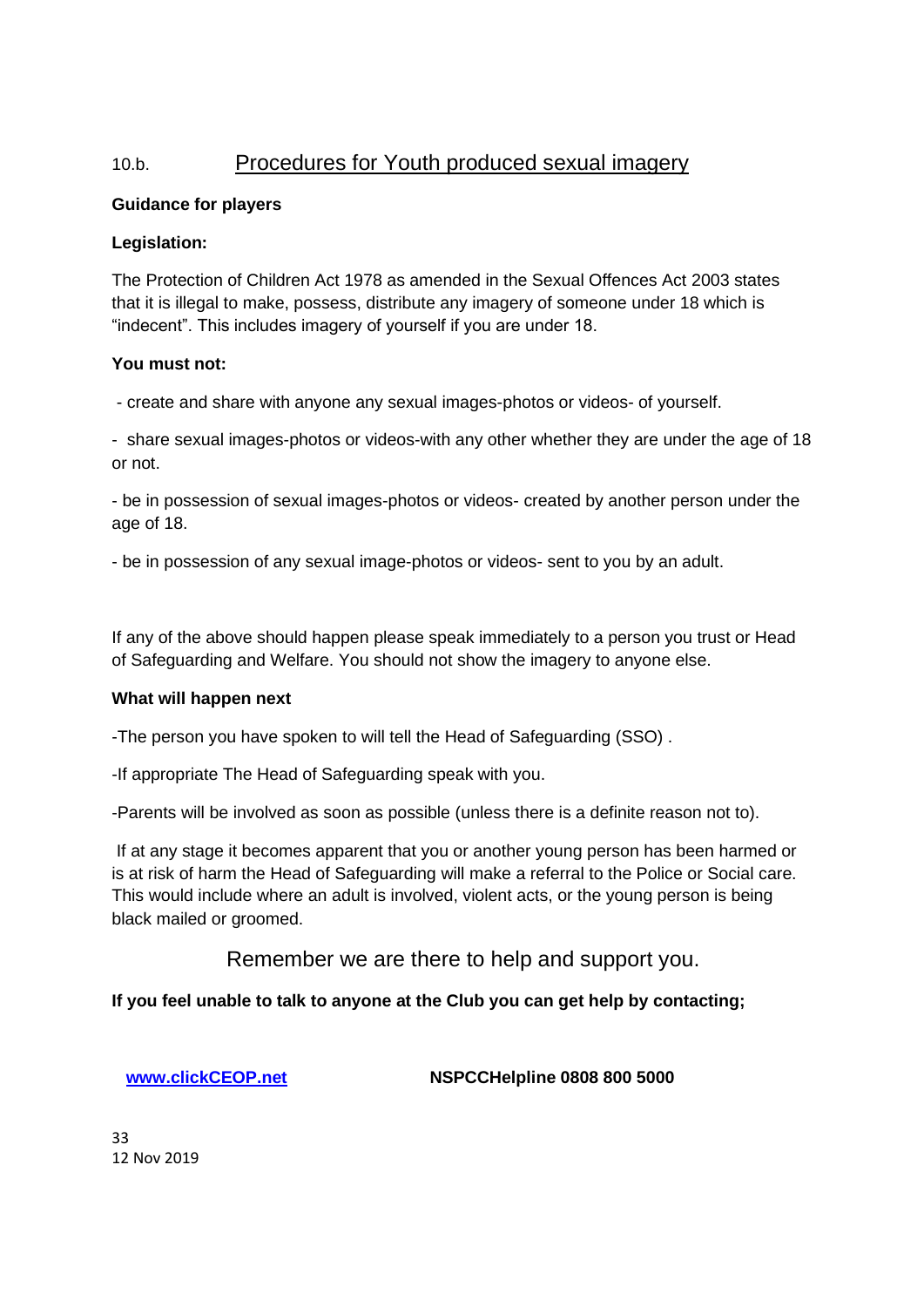## 10.b. Procedures for Youth produced sexual imagery

**Guidance for players**

**Legislation:**

The Protection of Children Act 1978 as amended in the Sexual Offences Act 2003 states that it is illegal to make, possess, distribute any imagery of someone under 18 which is "indecent". This includes imagery of yourself if you are under 18.

**You must not:**

- create and share with anyone any sexual images-photos or videos- of yourself.
- share sexual images-photos or videos-with any other whether they are under the age of 18 or not.
- be in possession of sexual images-photos or videos- created by another person under the age of 18.
- be in possession of any sexual image-photos or videos- sent to you by an adult.

If any of the above should happen please speak immediately to a person you trust or Head of Safeguarding and Welfare. You should not show the imagery to anyone else.

**What will happen next**

-The person you have spoken to will tell the Head of Safeguarding (SSO) .

-If appropriate The Head of Safeguarding speak with you.

-Parents will be involved as soon as possible (unless there is a definite reason not to).

If at any stage it becomes apparent that you or another young person has been harmed or is at risk of harm the Head of Safeguarding will make a referral to the Police or Social care. This would include where an adult is involved, violent acts, or the young person is being black mailed or groomed.

Remember we are there to help and support you.

**If you feel unable to talk to anyone at the Club you can get help by contacting;**

**www.clickCEOP.net** **NSPCCHelpline 0808 800 5000**

12 Nov 2019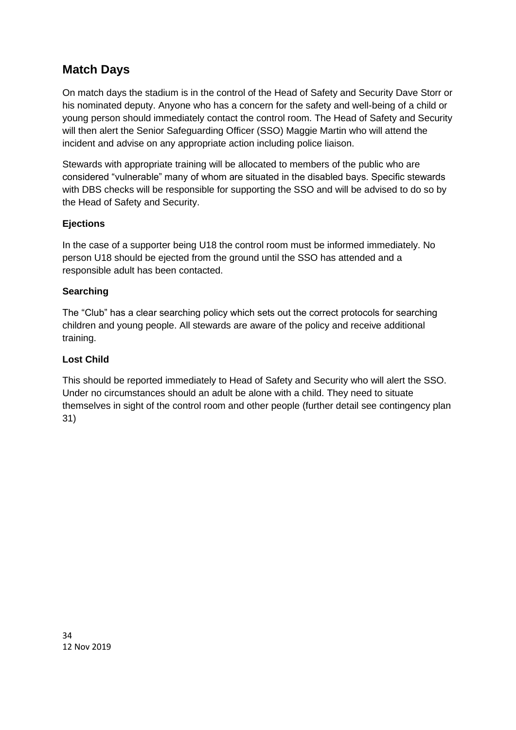## Match Days

On match days the stadium is in the control of the Head of Safety and Security Dave Storr or his nominated deputy. Anyone who has a concern for the safety and well-being of a child or young person should immediately contact the control room. The Head of Safety and Security will then alert the Senior Safeguarding Officer (SSO) Maggie Martin who will attend the incident and advise on any appropriate action including police liaison.

Stewards with appropriate training will be allocated to members of the public who are considered "vulnerable" many of whom are situated in the disabled bays. Specific stewards with DBS checks will be responsible for supporting the SSO and will be advised to do so by the Head of Safety and Security.

### Ejections

In the case of a supporter being U18 the control room must be informed immediately. No person U18 should be ejected from the ground until the SSO has attended and a responsible adult has been contacted.

### Searching

The "Club" has a clear searching policy which sets out the correct protocols for searching children and young people. All stewards are aware of the policy and receive additional training.

### Lost Child

This should be reported immediately to Head of Safety and Security who will alert the SSO. Under no circumstances should an adult be alone with a child. They need to situate themselves in sight of the control room and other people (further detail see contingency plan 31)

12 Nov 2019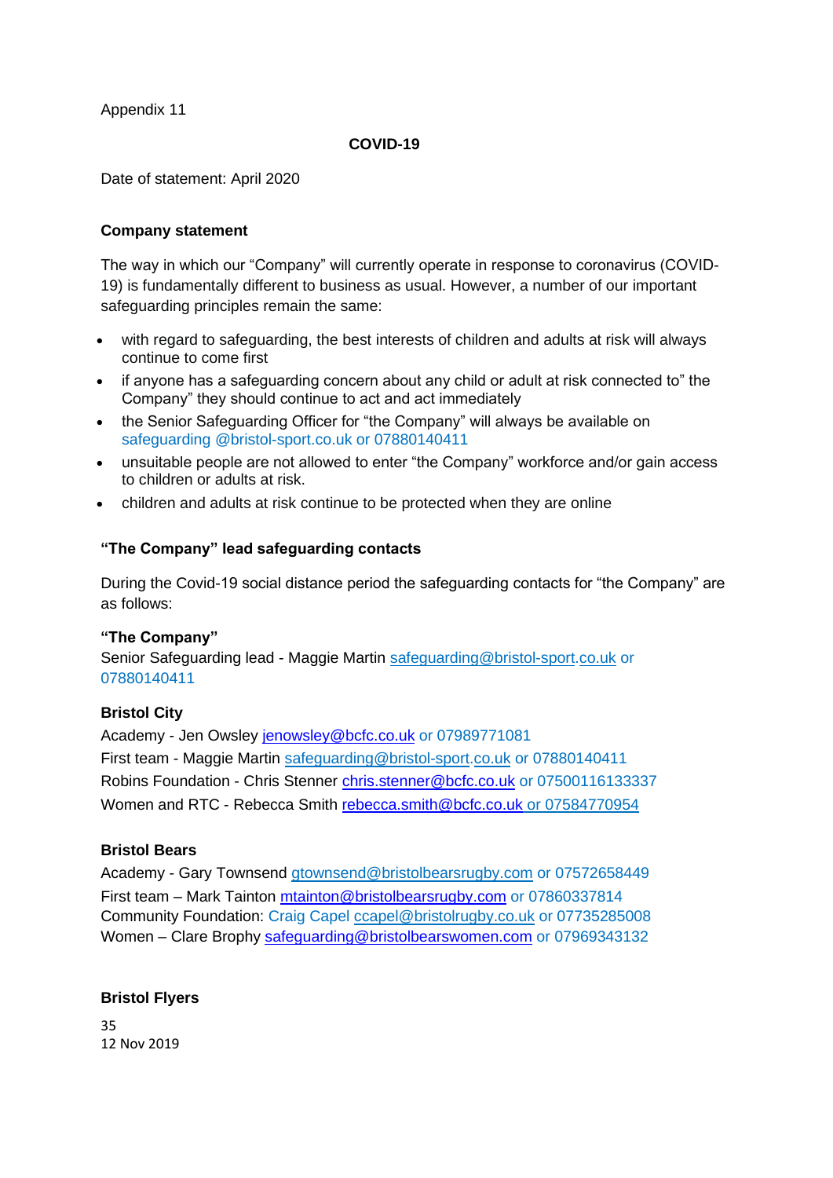Appendix 11

**COVID-19**

Date of statement: April 2020

**Company statement**

The way in which our "Company" will currently operate in response to coronavirus (COVID-19) is fundamentally different to business as usual. However, a number of our important safeguarding principles remain the same:

- with regard to safeguarding, the best interests of children and adults at risk will always continue to come first
- if anyone has a safeguarding concern about any child or adult at risk connected to" the Company" they should continue to act and act immediately
- the Senior Safeguarding Officer for "the Company" will always be available on safeguarding @bristol-sport.co.uk or 07880140411
- unsuitable people are not allowed to enter "the Company" workforce and/or gain access to children or adults at risk.
- children and adults at risk continue to be protected when they are online

**"The Company" lead safeguarding contacts**

During the Covid-19 social distance period the safeguarding contacts for "the Company" are as follows:

**"The Company"**
Senior Safeguarding lead - Maggie Martin safeguarding@bristol-sport.co.uk or 07880140411

**Bristol City**

Academy - Jen Owsley jenowsley@bcfc.co.uk or 07989771081
First team - Maggie Martin safeguarding@bristol-sport.co.uk or 07880140411
Robins Foundation - Chris Stenner chris.stenner@bcfc.co.uk or 07500116133337
Women and RTC - Rebecca Smith rebecca.smith@bcfc.co.uk or 07584770954

**Bristol Bears**

Academy - Gary Townsend gtownsend@bristolbearsrugby.com or 07572658449
First team – Mark Tainton mtainton@bristolbearsrugby.com or 07860337814
Community Foundation: Craig Capel ccapel@bristolrugby.co.uk or 07735285008
Women – Clare Brophy safeguarding@bristolbearswomen.com or 07969343132

**Bristol Flyers**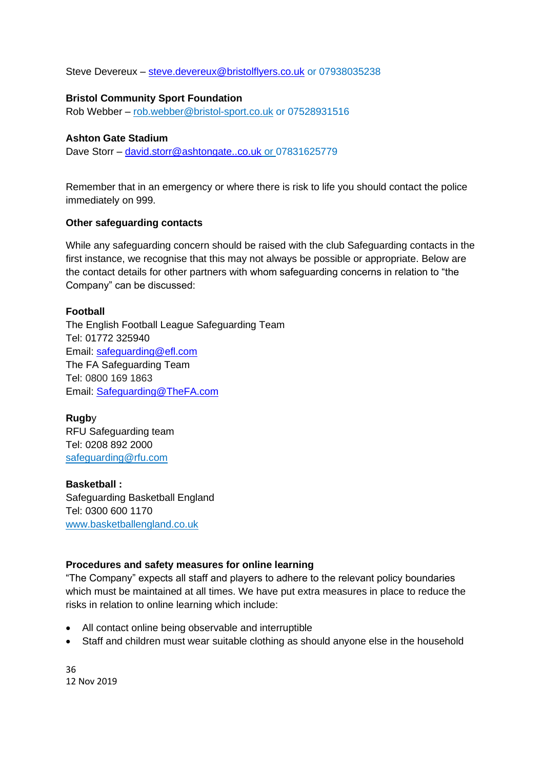Steve Devereux – steve.devereux@bristolflyers.co.uk or 07938035238

**Bristol Community Sport Foundation**
Rob Webber – rob.webber@bristol-sport.co.uk or 07528931516

**Ashton Gate Stadium**
Dave Storr – david.storr@ashtongate..co.uk or 07831625779

Remember that in an emergency or where there is risk to life you should contact the police immediately on 999.

**Other safeguarding contacts**

While any safeguarding concern should be raised with the club Safeguarding contacts in the first instance, we recognise that this may not always be possible or appropriate. Below are the contact details for other partners with whom safeguarding concerns in relation to "the Company" can be discussed:

**Football**
The English Football League Safeguarding Team
Tel: 01772 325940
Email: safeguarding@efl.com
The FA Safeguarding Team
Tel: 0800 169 1863
Email: Safeguarding@TheFA.com

**Rugby**
RFU Safeguarding team
Tel: 0208 892 2000
safeguarding@rfu.com

**Basketball :**
Safeguarding Basketball England
Tel: 0300 600 1170
www.basketballengland.co.uk

**Procedures and safety measures for online learning**
"The Company" expects all staff and players to adhere to the relevant policy boundaries which must be maintained at all times. We have put extra measures in place to reduce the risks in relation to online learning which include:

- All contact online being observable and interruptible
- Staff and children must wear suitable clothing as should anyone else in the household

12 Nov 2019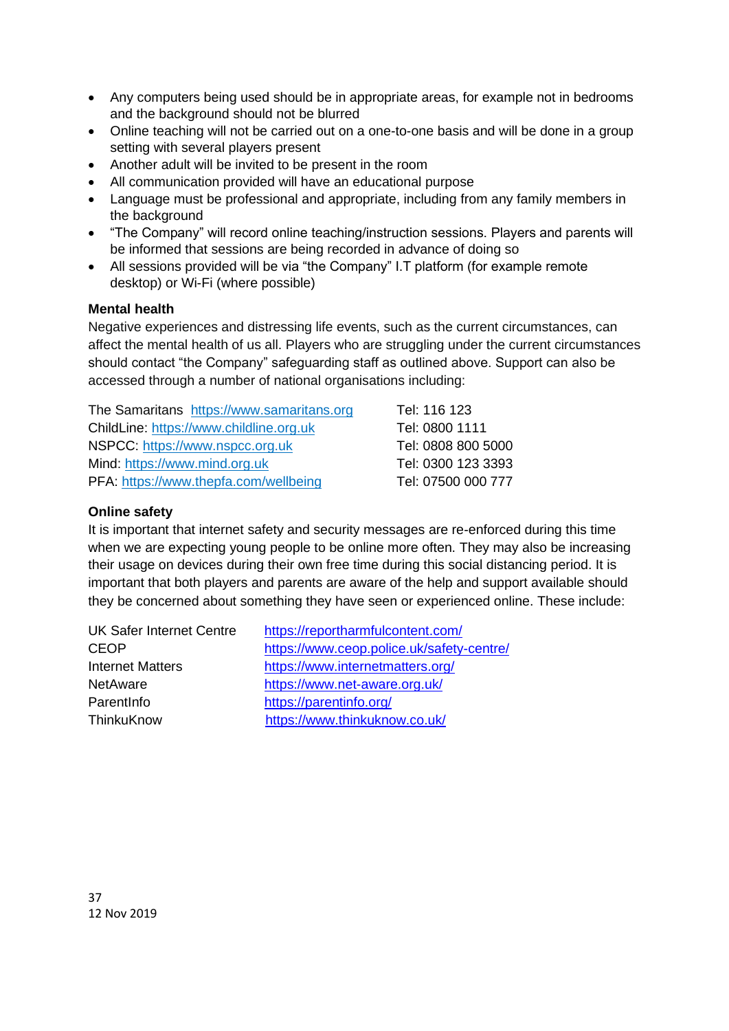- Any computers being used should be in appropriate areas, for example not in bedrooms and the background should not be blurred
- Online teaching will not be carried out on a one-to-one basis and will be done in a group setting with several players present
- Another adult will be invited to be present in the room
- All communication provided will have an educational purpose
- Language must be professional and appropriate, including from any family members in the background
- "The Company" will record online teaching/instruction sessions. Players and parents will be informed that sessions are being recorded in advance of doing so
- All sessions provided will be via "the Company" I.T platform (for example remote desktop) or Wi-Fi (where possible)

**Mental health**

Negative experiences and distressing life events, such as the current circumstances, can affect the mental health of us all. Players who are struggling under the current circumstances should contact "the Company" safeguarding staff as outlined above. Support can also be accessed through a number of national organisations including:

| | |
|---|---|
| The Samaritans https://www.samaritans.org | Tel: 116 123 |
| ChildLine: https://www.childline.org.uk | Tel: 0800 1111 |
| NSPCC: https://www.nspcc.org.uk | Tel: 0808 800 5000 |
| Mind: https://www.mind.org.uk | Tel: 0300 123 3393 |
| PFA: https://www.thepfa.com/wellbeing | Tel: 07500 000 777 |

**Online safety**

It is important that internet safety and security messages are re-enforced during this time when we are expecting young people to be online more often. They may also be increasing their usage on devices during their own free time during this social distancing period. It is important that both players and parents are aware of the help and support available should they be concerned about something they have seen or experienced online. These include:

| | |
|---|---|
| UK Safer Internet Centre | https://reportharmfulcontent.com/ |
| CEOP | https://www.ceop.police.uk/safety-centre/ |
| Internet Matters | https://www.internetmatters.org/ |
| NetAware | https://www.net-aware.org.uk/ |
| ParentInfo | https://parentinfo.org/ |
| ThinkuKnow | https://www.thinkuknow.co.uk/ |

12 Nov 2019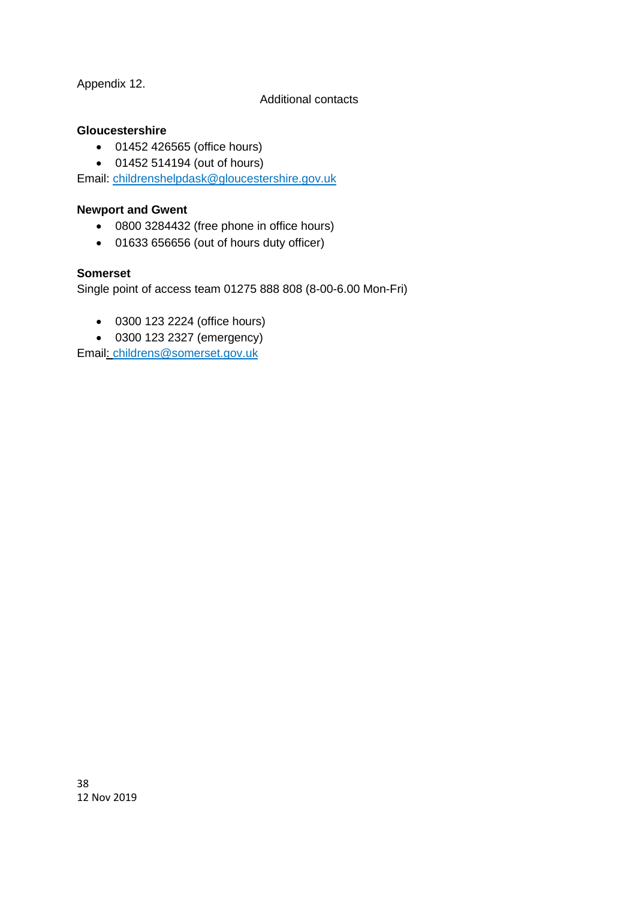Appendix 12.

## Additional contacts

**Gloucestershire**

- 01452 426565 (office hours)
- 01452 514194 (out of hours)

Email: childrenshelpdask@gloucestershire.gov.uk

**Newport and Gwent**

- 0800 3284432 (free phone in office hours)
- 01633 656656 (out of hours duty officer)

**Somerset**

Single point of access team 01275 888 808 (8-00-6.00 Mon-Fri)

- 0300 123 2224 (office hours)
- 0300 123 2327 (emergency)

Email: childrens@somerset.gov.uk

12 Nov 2019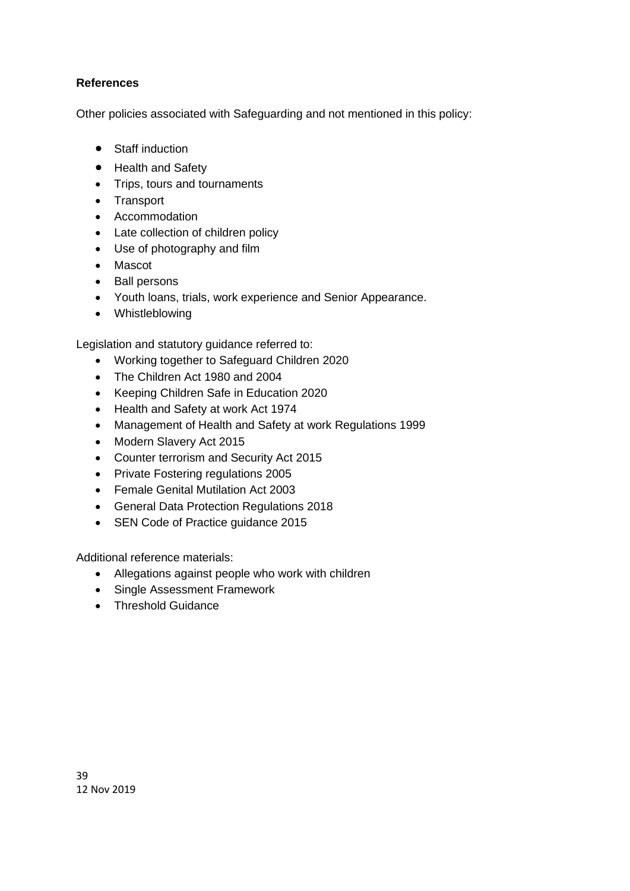**References**

Other policies associated with Safeguarding and not mentioned in this policy:

- Staff induction
- Health and Safety
- Trips, tours and tournaments
- Transport
- Accommodation
- Late collection of children policy
- Use of photography and film
- Mascot
- Ball persons
- Youth loans, trials, work experience and Senior Appearance.
- Whistleblowing

Legislation and statutory guidance referred to:

- Working together to Safeguard Children 2020
- The Children Act 1980 and 2004
- Keeping Children Safe in Education 2020
- Health and Safety at work Act 1974
- Management of Health and Safety at work Regulations 1999
- Modern Slavery Act 2015
- Counter terrorism and Security Act 2015
- Private Fostering regulations 2005
- Female Genital Mutilation Act 2003
- General Data Protection Regulations 2018
- SEN Code of Practice guidance 2015

Additional reference materials:

- Allegations against people who work with children
- Single Assessment Framework
- Threshold Guidance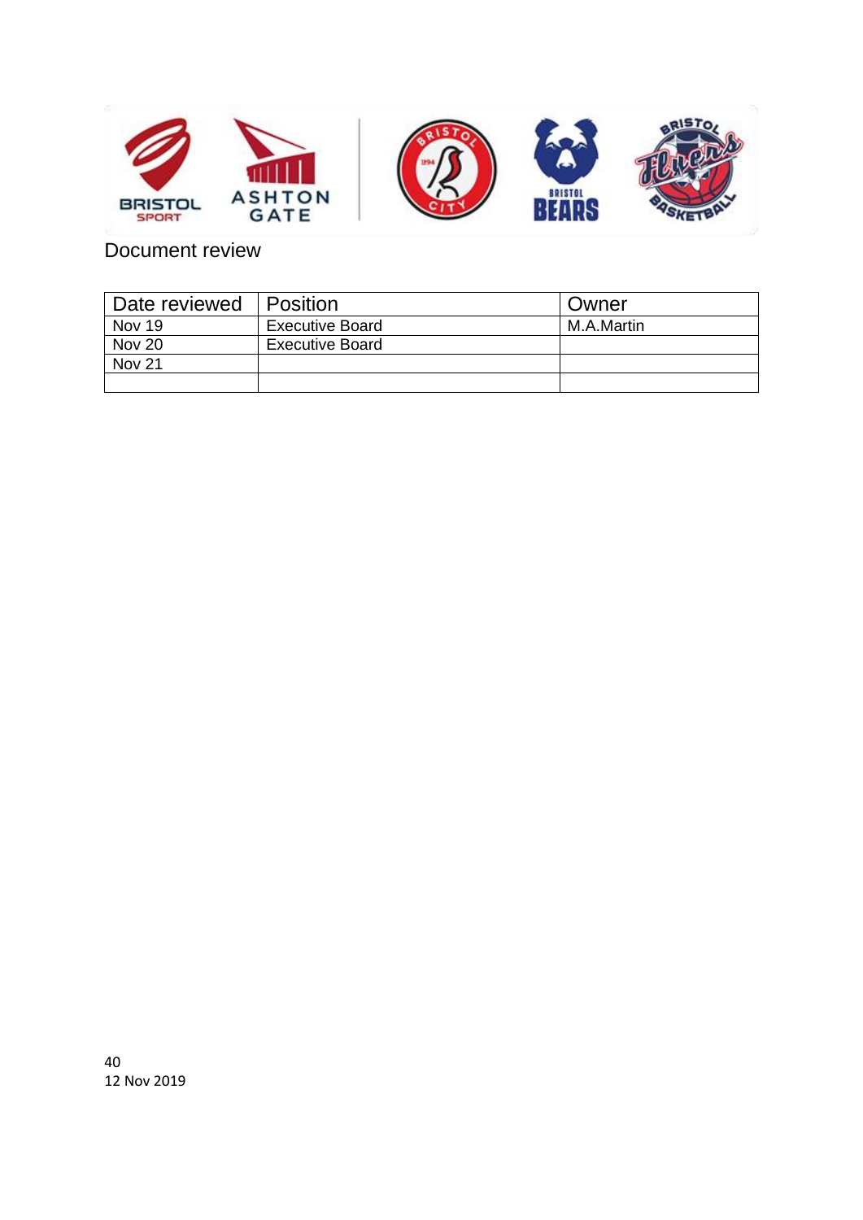Document review

| Date reviewed | Position | Owner |
|---|---|---|
| Nov 19 | Executive Board | M.A.Martin |
| Nov 20 | Executive Board | |
| Nov 21 | | |
| | | |